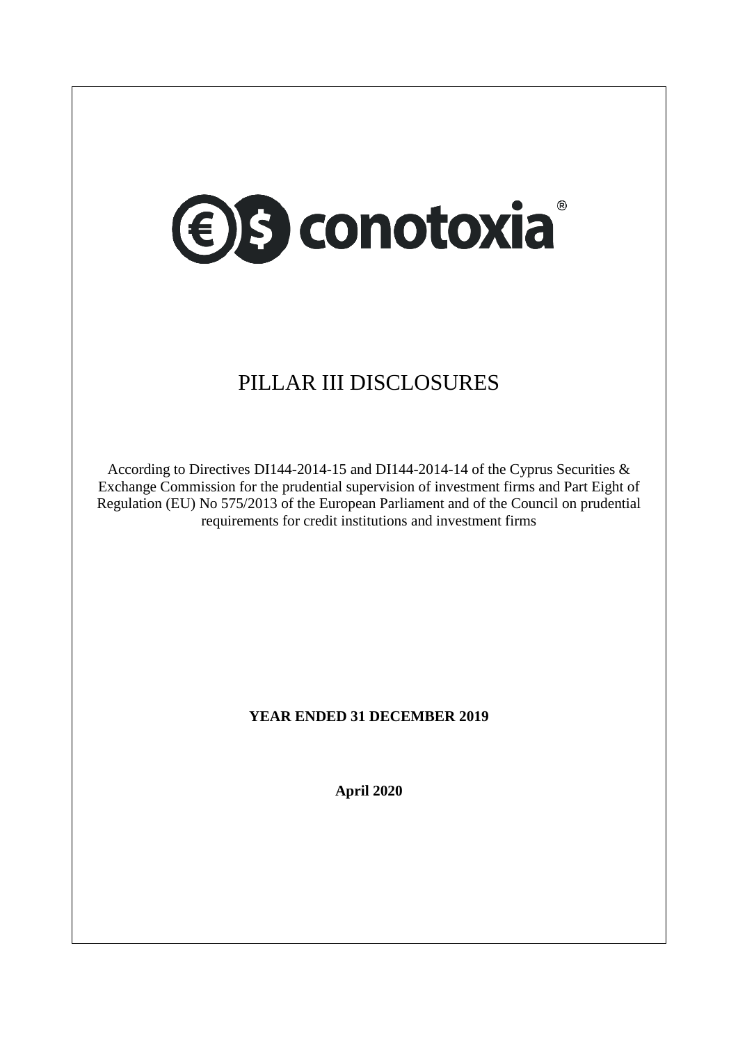€$ conotoxia®

# PILLAR III DISCLOSURES

According to Directives DI144-2014-15 and DI144-2014-14 of the Cyprus Securities & Exchange Commission for the prudential supervision of investment firms and Part Eight of Regulation (EU) No 575/2013 of the European Parliament and of the Council on prudential requirements for credit institutions and investment firms

**YEAR ENDED 31 DECEMBER 2019**

**April 2020**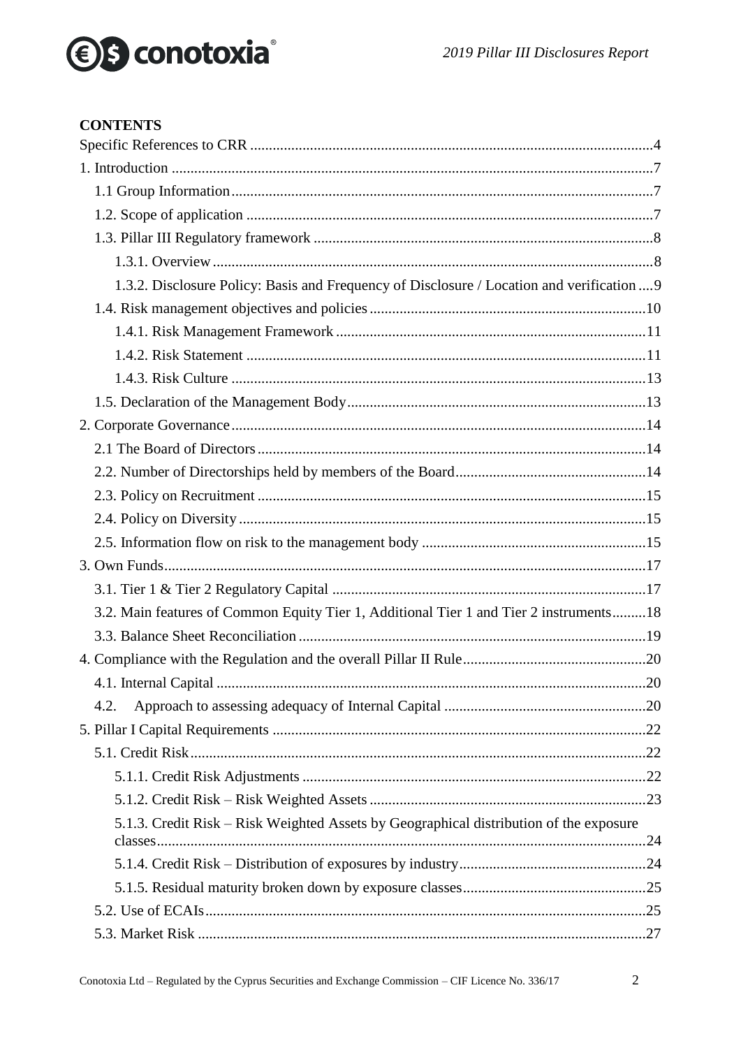**CONTENTS**

Specific References to CRR ..........4
1. Introduction ..........7
  1.1 Group Information ..........7
  1.2. Scope of application ..........7
  1.3. Pillar III Regulatory framework ..........8
    1.3.1. Overview ..........8
    1.3.2. Disclosure Policy: Basis and Frequency of Disclosure / Location and verification ..........9
  1.4. Risk management objectives and policies ..........10
    1.4.1. Risk Management Framework ..........11
    1.4.2. Risk Statement ..........11
    1.4.3. Risk Culture ..........13
  1.5. Declaration of the Management Body ..........13
2. Corporate Governance ..........14
  2.1 The Board of Directors ..........14
  2.2. Number of Directorships held by members of the Board ..........14
  2.3. Policy on Recruitment ..........15
  2.4. Policy on Diversity ..........15
  2.5. Information flow on risk to the management body ..........15
3. Own Funds ..........17
  3.1. Tier 1 & Tier 2 Regulatory Capital ..........17
  3.2. Main features of Common Equity Tier 1, Additional Tier 1 and Tier 2 instruments ..........18
  3.3. Balance Sheet Reconciliation ..........19
4. Compliance with the Regulation and the overall Pillar II Rule ..........20
  4.1. Internal Capital ..........20
  4.2. Approach to assessing adequacy of Internal Capital ..........20
5. Pillar I Capital Requirements ..........22
  5.1. Credit Risk ..........22
    5.1.1. Credit Risk Adjustments ..........22
    5.1.2. Credit Risk – Risk Weighted Assets ..........23
    5.1.3. Credit Risk – Risk Weighted Assets by Geographical distribution of the exposure classes ..........24
    5.1.4. Credit Risk – Distribution of exposures by industry ..........24
    5.1.5. Residual maturity broken down by exposure classes ..........25
  5.2. Use of ECAIs ..........25
  5.3. Market Risk ..........27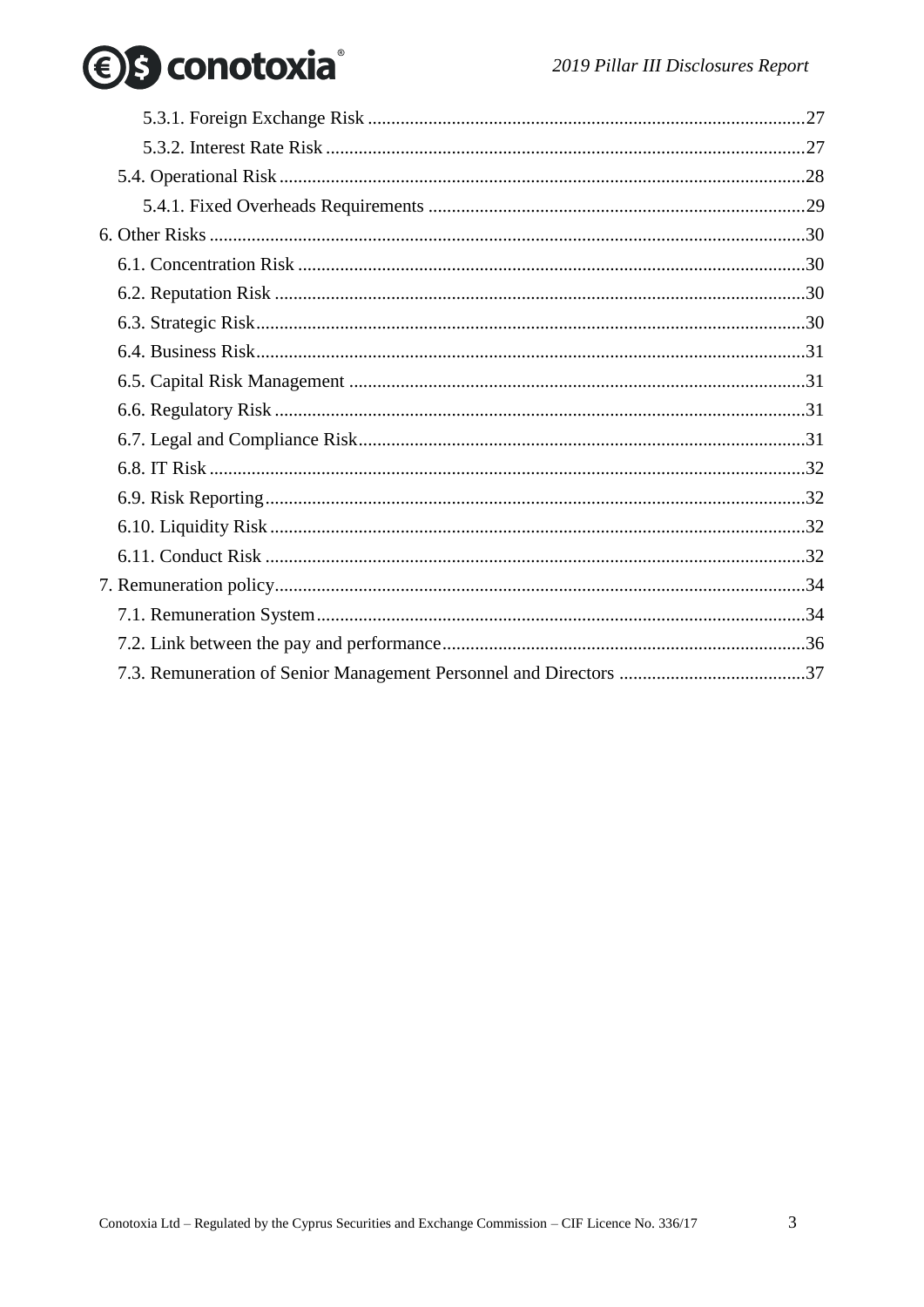5.3.1. Foreign Exchange Risk ............................................................................................. 27

5.3.2. Interest Rate Risk ...................................................................................................... 27

5.4. Operational Risk ................................................................................................................ 28

5.4.1. Fixed Overheads Requirements ................................................................................ 29

6. Other Risks ............................................................................................................................... 30

6.1. Concentration Risk ............................................................................................................ 30

6.2. Reputation Risk ................................................................................................................. 30

6.3. Strategic Risk ..................................................................................................................... 30

6.4. Business Risk ..................................................................................................................... 31

6.5. Capital Risk Management ................................................................................................. 31

6.6. Regulatory Risk ................................................................................................................. 31

6.7. Legal and Compliance Risk ............................................................................................... 31

6.8. IT Risk ............................................................................................................................... 32

6.9. Risk Reporting ................................................................................................................... 32

6.10. Liquidity Risk .................................................................................................................. 32

6.11. Conduct Risk ................................................................................................................... 32

7. Remuneration policy ................................................................................................................ 34

7.1. Remuneration System ........................................................................................................ 34

7.2. Link between the pay and performance ............................................................................. 36

7.3. Remuneration of Senior Management Personnel and Directors ........................................ 37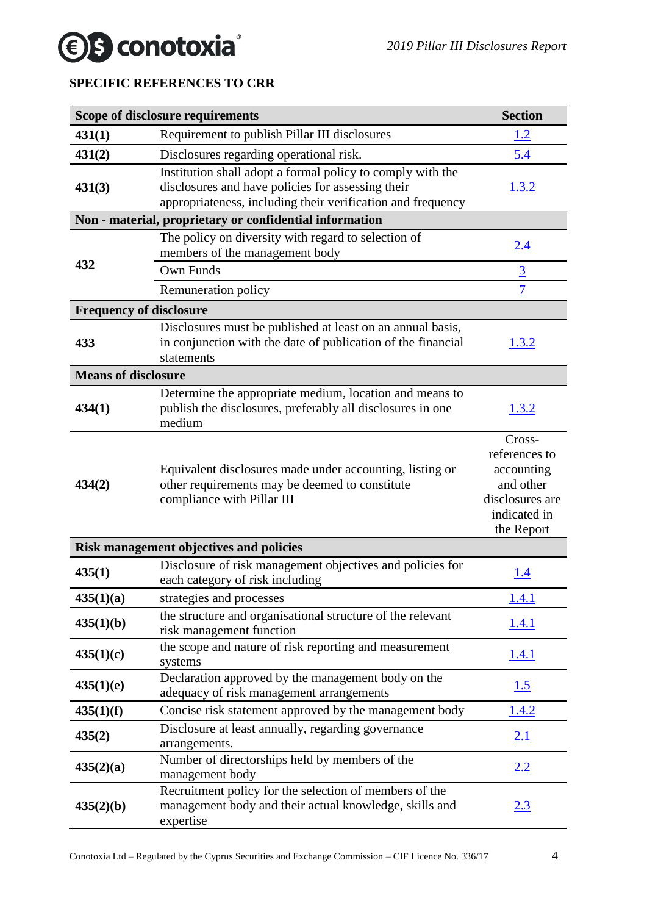## SPECIFIC REFERENCES TO CRR

| Scope of disclosure requirements | | Section |
|---|---|---|
| **431(1)** | Requirement to publish Pillar III disclosures | 1.2 |
| **431(2)** | Disclosures regarding operational risk. | 5.4 |
| **431(3)** | Institution shall adopt a formal policy to comply with the disclosures and have policies for assessing their appropriateness, including their verification and frequency | 1.3.2 |
| **Non - material, proprietary or confidential information** | | |
| **432** | The policy on diversity with regard to selection of members of the management body | 2.4 |
| | Own Funds | 3 |
| | Remuneration policy | 7 |
| **Frequency of disclosure** | | |
| **433** | Disclosures must be published at least on an annual basis, in conjunction with the date of publication of the financial statements | 1.3.2 |
| **Means of disclosure** | | |
| **434(1)** | Determine the appropriate medium, location and means to publish the disclosures, preferably all disclosures in one medium | 1.3.2 |
| **434(2)** | Equivalent disclosures made under accounting, listing or other requirements may be deemed to constitute compliance with Pillar III | Cross-references to accounting and other disclosures are indicated in the Report |
| **Risk management objectives and policies** | | |
| **435(1)** | Disclosure of risk management objectives and policies for each category of risk including | 1.4 |
| **435(1)(a)** | strategies and processes | 1.4.1 |
| **435(1)(b)** | the structure and organisational structure of the relevant risk management function | 1.4.1 |
| **435(1)(c)** | the scope and nature of risk reporting and measurement systems | 1.4.1 |
| **435(1)(e)** | Declaration approved by the management body on the adequacy of risk management arrangements | 1.5 |
| **435(1)(f)** | Concise risk statement approved by the management body | 1.4.2 |
| **435(2)** | Disclosure at least annually, regarding governance arrangements. | 2.1 |
| **435(2)(a)** | Number of directorships held by members of the management body | 2.2 |
| **435(2)(b)** | Recruitment policy for the selection of members of the management body and their actual knowledge, skills and expertise | 2.3 |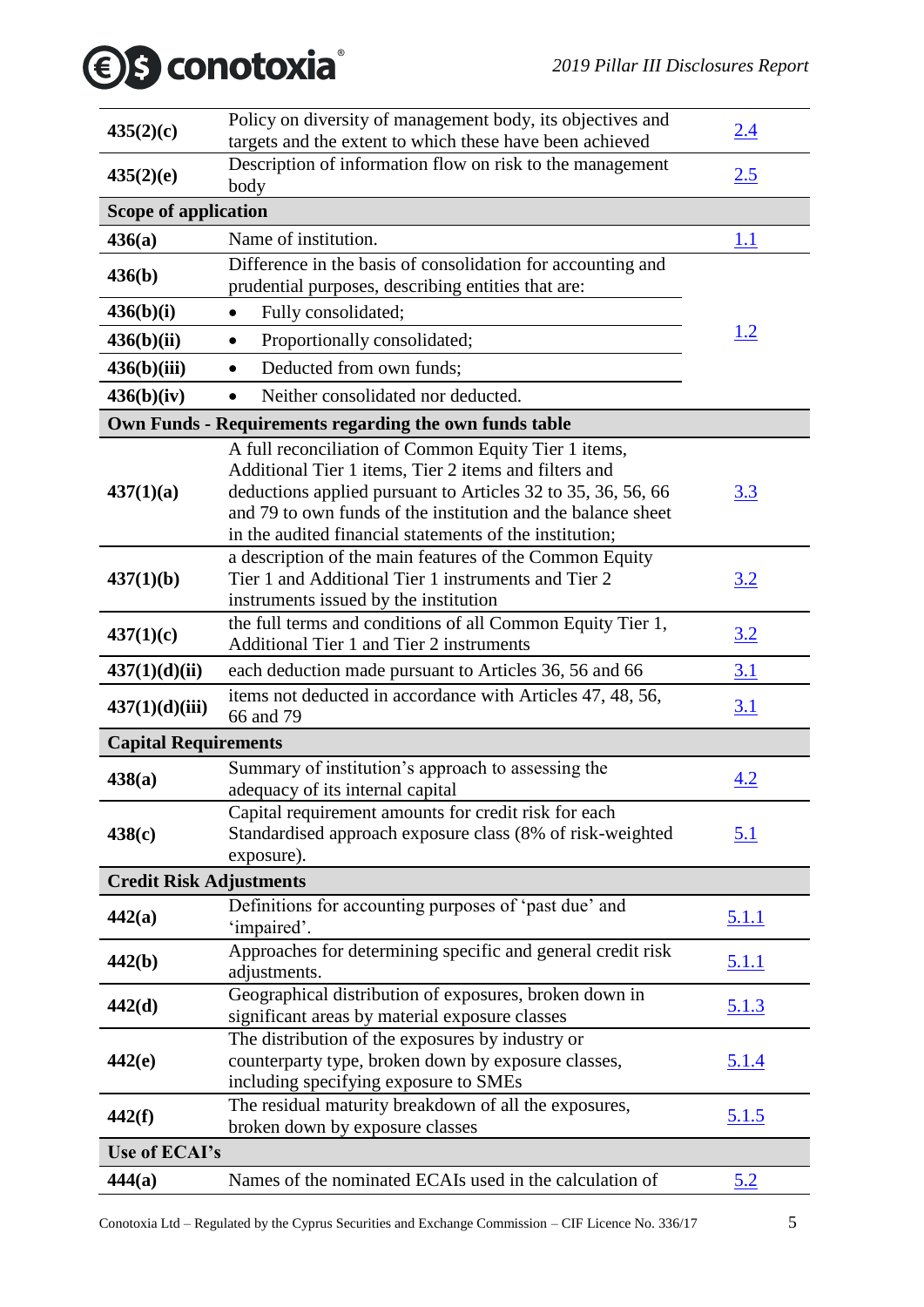| | | |
|---|---|---|
| **435(2)(c)** | Policy on diversity of management body, its objectives and targets and the extent to which these have been achieved | 2.4 |
| **435(2)(e)** | Description of information flow on risk to the management body | 2.5 |
| **Scope of application** | | |
| **436(a)** | Name of institution. | 1.1 |
| **436(b)** | Difference in the basis of consolidation for accounting and prudential purposes, describing entities that are: | 1.2 |
| **436(b)(i)** | • Fully consolidated; | |
| **436(b)(ii)** | • Proportionally consolidated; | |
| **436(b)(iii)** | • Deducted from own funds; | |
| **436(b)(iv)** | • Neither consolidated nor deducted. | |
| **Own Funds - Requirements regarding the own funds table** | | |
| **437(1)(a)** | A full reconciliation of Common Equity Tier 1 items, Additional Tier 1 items, Tier 2 items and filters and deductions applied pursuant to Articles 32 to 35, 36, 56, 66 and 79 to own funds of the institution and the balance sheet in the audited financial statements of the institution; | 3.3 |
| **437(1)(b)** | a description of the main features of the Common Equity Tier 1 and Additional Tier 1 instruments and Tier 2 instruments issued by the institution | 3.2 |
| **437(1)(c)** | the full terms and conditions of all Common Equity Tier 1, Additional Tier 1 and Tier 2 instruments | 3.2 |
| **437(1)(d)(ii)** | each deduction made pursuant to Articles 36, 56 and 66 | 3.1 |
| **437(1)(d)(iii)** | items not deducted in accordance with Articles 47, 48, 56, 66 and 79 | 3.1 |
| **Capital Requirements** | | |
| **438(a)** | Summary of institution's approach to assessing the adequacy of its internal capital | 4.2 |
| **438(c)** | Capital requirement amounts for credit risk for each Standardised approach exposure class (8% of risk-weighted exposure). | 5.1 |
| **Credit Risk Adjustments** | | |
| **442(a)** | Definitions for accounting purposes of 'past due' and 'impaired'. | 5.1.1 |
| **442(b)** | Approaches for determining specific and general credit risk adjustments. | 5.1.1 |
| **442(d)** | Geographical distribution of exposures, broken down in significant areas by material exposure classes | 5.1.3 |
| **442(e)** | The distribution of the exposures by industry or counterparty type, broken down by exposure classes, including specifying exposure to SMEs | 5.1.4 |
| **442(f)** | The residual maturity breakdown of all the exposures, broken down by exposure classes | 5.1.5 |
| **Use of ECAI's** | | |
| **444(a)** | Names of the nominated ECAIs used in the calculation of | 5.2 |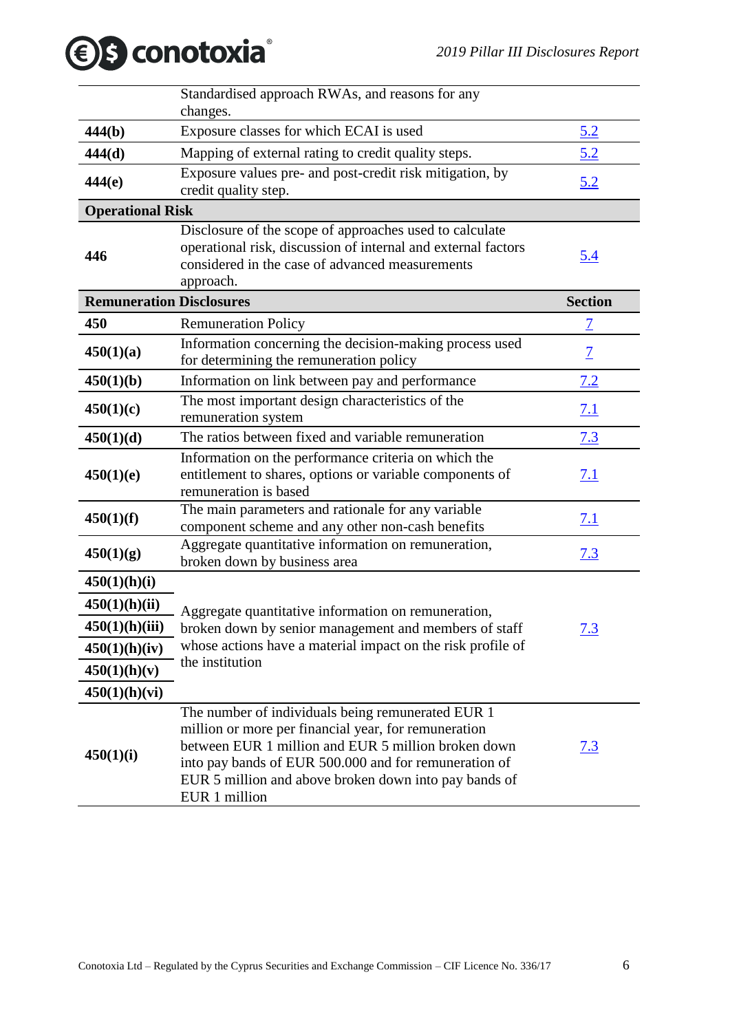|  |  |  |
|---|---|---|
|  | Standardised approach RWAs, and reasons for any changes. |  |
| **444(b)** | Exposure classes for which ECAI is used | 5.2 |
| **444(d)** | Mapping of external rating to credit quality steps. | 5.2 |
| **444(e)** | Exposure values pre- and post-credit risk mitigation, by credit quality step. | 5.2 |
| **Operational Risk** |  |  |
| **446** | Disclosure of the scope of approaches used to calculate operational risk, discussion of internal and external factors considered in the case of advanced measurements approach. | 5.4 |
| **Remuneration Disclosures** |  | **Section** |
| **450** | Remuneration Policy | 7 |
| **450(1)(a)** | Information concerning the decision-making process used for determining the remuneration policy | 7 |
| **450(1)(b)** | Information on link between pay and performance | 7.2 |
| **450(1)(c)** | The most important design characteristics of the remuneration system | 7.1 |
| **450(1)(d)** | The ratios between fixed and variable remuneration | 7.3 |
| **450(1)(e)** | Information on the performance criteria on which the entitlement to shares, options or variable components of remuneration is based | 7.1 |
| **450(1)(f)** | The main parameters and rationale for any variable component scheme and any other non-cash benefits | 7.1 |
| **450(1)(g)** | Aggregate quantitative information on remuneration, broken down by business area | 7.3 |
| **450(1)(h)(i)**<br>**450(1)(h)(ii)**<br>**450(1)(h)(iii)**<br>**450(1)(h)(iv)**<br>**450(1)(h)(v)**<br>**450(1)(h)(vi)** | Aggregate quantitative information on remuneration, broken down by senior management and members of staff whose actions have a material impact on the risk profile of the institution | 7.3 |
| **450(1)(i)** | The number of individuals being remunerated EUR 1 million or more per financial year, for remuneration between EUR 1 million and EUR 5 million broken down into pay bands of EUR 500.000 and for remuneration of EUR 5 million and above broken down into pay bands of EUR 1 million | 7.3 |

Conotoxia Ltd – Regulated by the Cyprus Securities and Exchange Commission – CIF Licence No. 336/17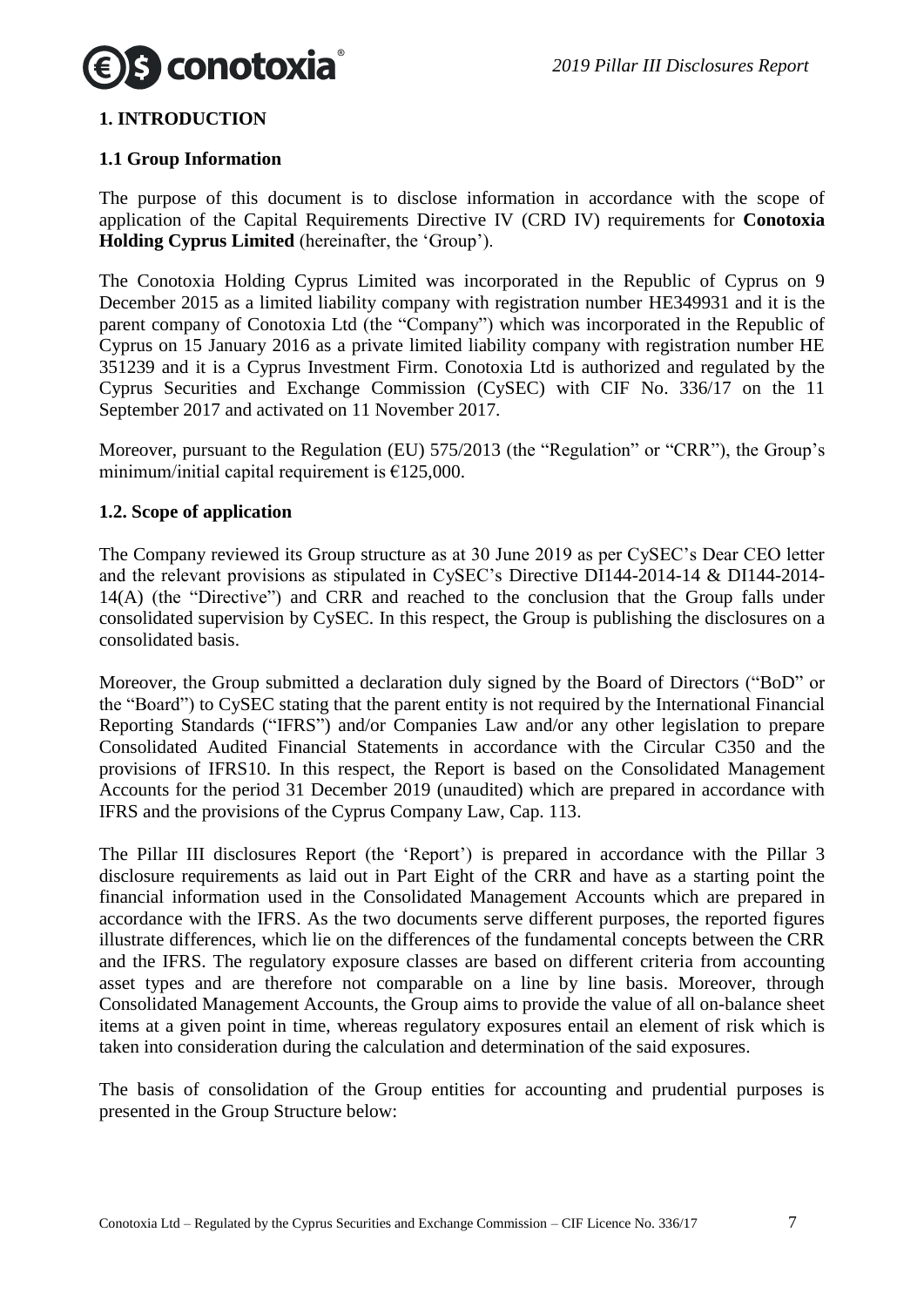# 1. INTRODUCTION

## 1.1 Group Information

The purpose of this document is to disclose information in accordance with the scope of application of the Capital Requirements Directive IV (CRD IV) requirements for **Conotoxia Holding Cyprus Limited** (hereinafter, the 'Group').

The Conotoxia Holding Cyprus Limited was incorporated in the Republic of Cyprus on 9 December 2015 as a limited liability company with registration number HE349931 and it is the parent company of Conotoxia Ltd (the "Company") which was incorporated in the Republic of Cyprus on 15 January 2016 as a private limited liability company with registration number HE 351239 and it is a Cyprus Investment Firm. Conotoxia Ltd is authorized and regulated by the Cyprus Securities and Exchange Commission (CySEC) with CIF No. 336/17 on the 11 September 2017 and activated on 11 November 2017.

Moreover, pursuant to the Regulation (EU) 575/2013 (the "Regulation" or "CRR"), the Group's minimum/initial capital requirement is €125,000.

## 1.2. Scope of application

The Company reviewed its Group structure as at 30 June 2019 as per CySEC's Dear CEO letter and the relevant provisions as stipulated in CySEC's Directive DI144-2014-14 & DI144-2014-14(A) (the "Directive") and CRR and reached to the conclusion that the Group falls under consolidated supervision by CySEC. In this respect, the Group is publishing the disclosures on a consolidated basis.

Moreover, the Group submitted a declaration duly signed by the Board of Directors ("BoD" or the "Board") to CySEC stating that the parent entity is not required by the International Financial Reporting Standards ("IFRS") and/or Companies Law and/or any other legislation to prepare Consolidated Audited Financial Statements in accordance with the Circular C350 and the provisions of IFRS10. In this respect, the Report is based on the Consolidated Management Accounts for the period 31 December 2019 (unaudited) which are prepared in accordance with IFRS and the provisions of the Cyprus Company Law, Cap. 113.

The Pillar III disclosures Report (the 'Report') is prepared in accordance with the Pillar 3 disclosure requirements as laid out in Part Eight of the CRR and have as a starting point the financial information used in the Consolidated Management Accounts which are prepared in accordance with the IFRS. As the two documents serve different purposes, the reported figures illustrate differences, which lie on the differences of the fundamental concepts between the CRR and the IFRS. The regulatory exposure classes are based on different criteria from accounting asset types and are therefore not comparable on a line by line basis. Moreover, through Consolidated Management Accounts, the Group aims to provide the value of all on-balance sheet items at a given point in time, whereas regulatory exposures entail an element of risk which is taken into consideration during the calculation and determination of the said exposures.

The basis of consolidation of the Group entities for accounting and prudential purposes is presented in the Group Structure below: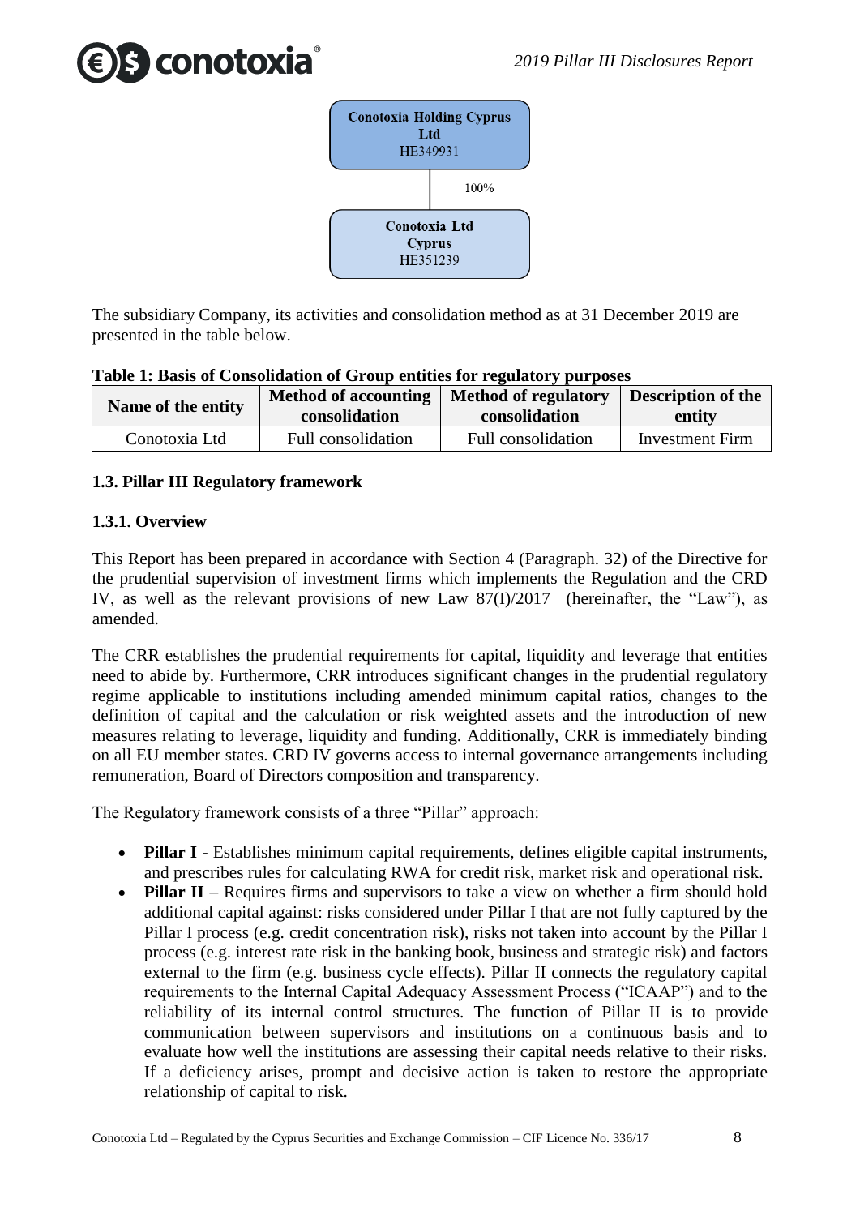Conotoxia Holding Cyprus Ltd
HE349931

100%

Conotoxia Ltd
Cyprus
HE351239

The subsidiary Company, its activities and consolidation method as at 31 December 2019 are presented in the table below.

**Table 1: Basis of Consolidation of Group entities for regulatory purposes**

| Name of the entity | Method of accounting consolidation | Method of regulatory consolidation | Description of the entity |
|---|---|---|---|
| Conotoxia Ltd | Full consolidation | Full consolidation | Investment Firm |

### 1.3. Pillar III Regulatory framework

#### 1.3.1. Overview

This Report has been prepared in accordance with Section 4 (Paragraph. 32) of the Directive for the prudential supervision of investment firms which implements the Regulation and the CRD IV, as well as the relevant provisions of new Law 87(I)/2017 (hereinafter, the "Law"), as amended.

The CRR establishes the prudential requirements for capital, liquidity and leverage that entities need to abide by. Furthermore, CRR introduces significant changes in the prudential regulatory regime applicable to institutions including amended minimum capital ratios, changes to the definition of capital and the calculation or risk weighted assets and the introduction of new measures relating to leverage, liquidity and funding. Additionally, CRR is immediately binding on all EU member states. CRD IV governs access to internal governance arrangements including remuneration, Board of Directors composition and transparency.

The Regulatory framework consists of a three "Pillar" approach:

- **Pillar I** - Establishes minimum capital requirements, defines eligible capital instruments, and prescribes rules for calculating RWA for credit risk, market risk and operational risk.
- **Pillar II** – Requires firms and supervisors to take a view on whether a firm should hold additional capital against: risks considered under Pillar I that are not fully captured by the Pillar I process (e.g. credit concentration risk), risks not taken into account by the Pillar I process (e.g. interest rate risk in the banking book, business and strategic risk) and factors external to the firm (e.g. business cycle effects). Pillar II connects the regulatory capital requirements to the Internal Capital Adequacy Assessment Process ("ICAAP") and to the reliability of its internal control structures. The function of Pillar II is to provide communication between supervisors and institutions on a continuous basis and to evaluate how well the institutions are assessing their capital needs relative to their risks. If a deficiency arises, prompt and decisive action is taken to restore the appropriate relationship of capital to risk.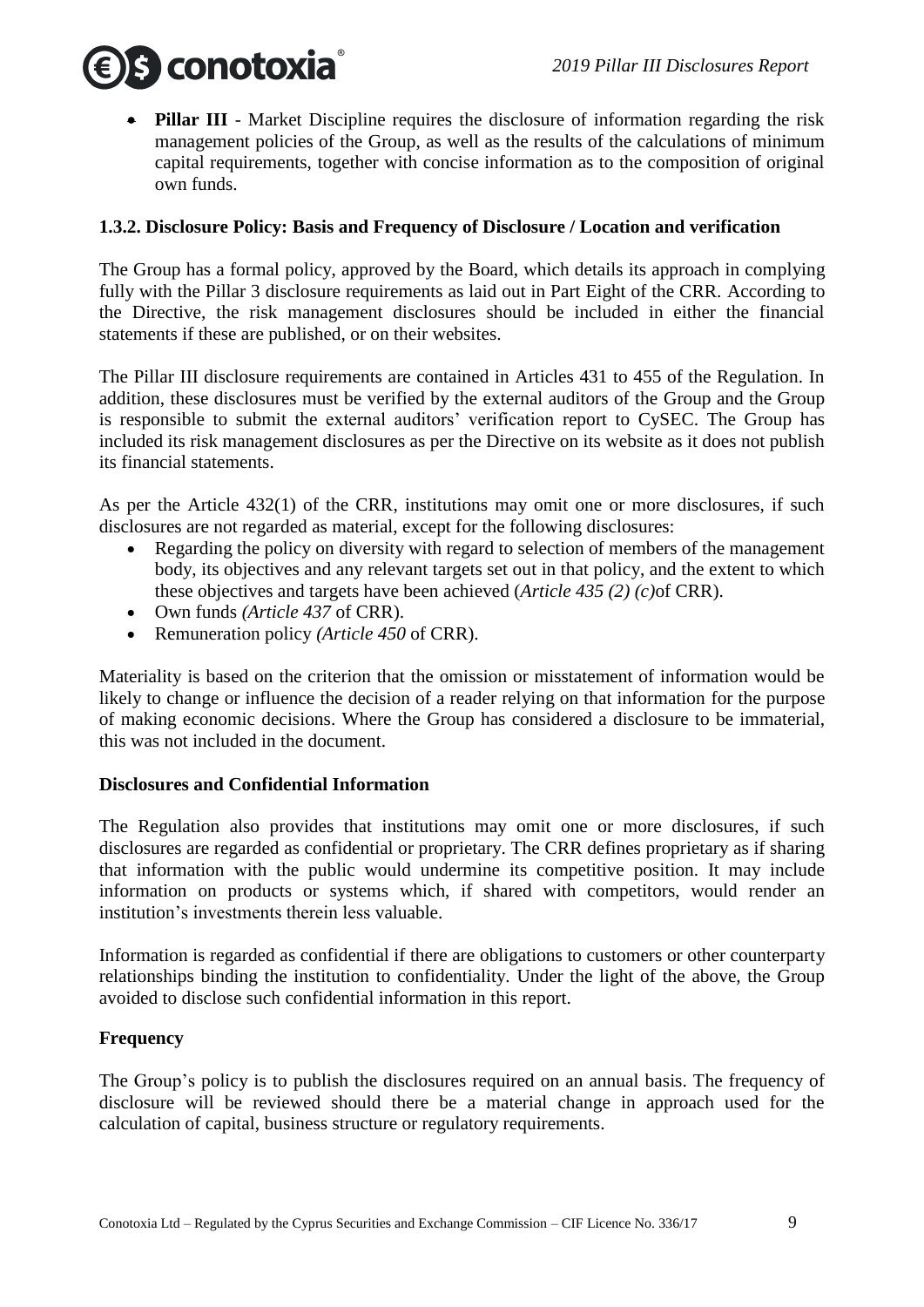- **Pillar III** - Market Discipline requires the disclosure of information regarding the risk management policies of the Group, as well as the results of the calculations of minimum capital requirements, together with concise information as to the composition of original own funds.

### 1.3.2. Disclosure Policy: Basis and Frequency of Disclosure / Location and verification

The Group has a formal policy, approved by the Board, which details its approach in complying fully with the Pillar 3 disclosure requirements as laid out in Part Eight of the CRR. According to the Directive, the risk management disclosures should be included in either the financial statements if these are published, or on their websites.

The Pillar III disclosure requirements are contained in Articles 431 to 455 of the Regulation. In addition, these disclosures must be verified by the external auditors of the Group and the Group is responsible to submit the external auditors' verification report to CySEC. The Group has included its risk management disclosures as per the Directive on its website as it does not publish its financial statements.

As per the Article 432(1) of the CRR, institutions may omit one or more disclosures, if such disclosures are not regarded as material, except for the following disclosures:

- Regarding the policy on diversity with regard to selection of members of the management body, its objectives and any relevant targets set out in that policy, and the extent to which these objectives and targets have been achieved (*Article 435 (2) (c)*of CRR).
- Own funds *(Article 437* of CRR).
- Remuneration policy *(Article 450* of CRR).

Materiality is based on the criterion that the omission or misstatement of information would be likely to change or influence the decision of a reader relying on that information for the purpose of making economic decisions. Where the Group has considered a disclosure to be immaterial, this was not included in the document.

**Disclosures and Confidential Information**

The Regulation also provides that institutions may omit one or more disclosures, if such disclosures are regarded as confidential or proprietary. The CRR defines proprietary as if sharing that information with the public would undermine its competitive position. It may include information on products or systems which, if shared with competitors, would render an institution's investments therein less valuable.

Information is regarded as confidential if there are obligations to customers or other counterparty relationships binding the institution to confidentiality. Under the light of the above, the Group avoided to disclose such confidential information in this report.

**Frequency**

The Group's policy is to publish the disclosures required on an annual basis. The frequency of disclosure will be reviewed should there be a material change in approach used for the calculation of capital, business structure or regulatory requirements.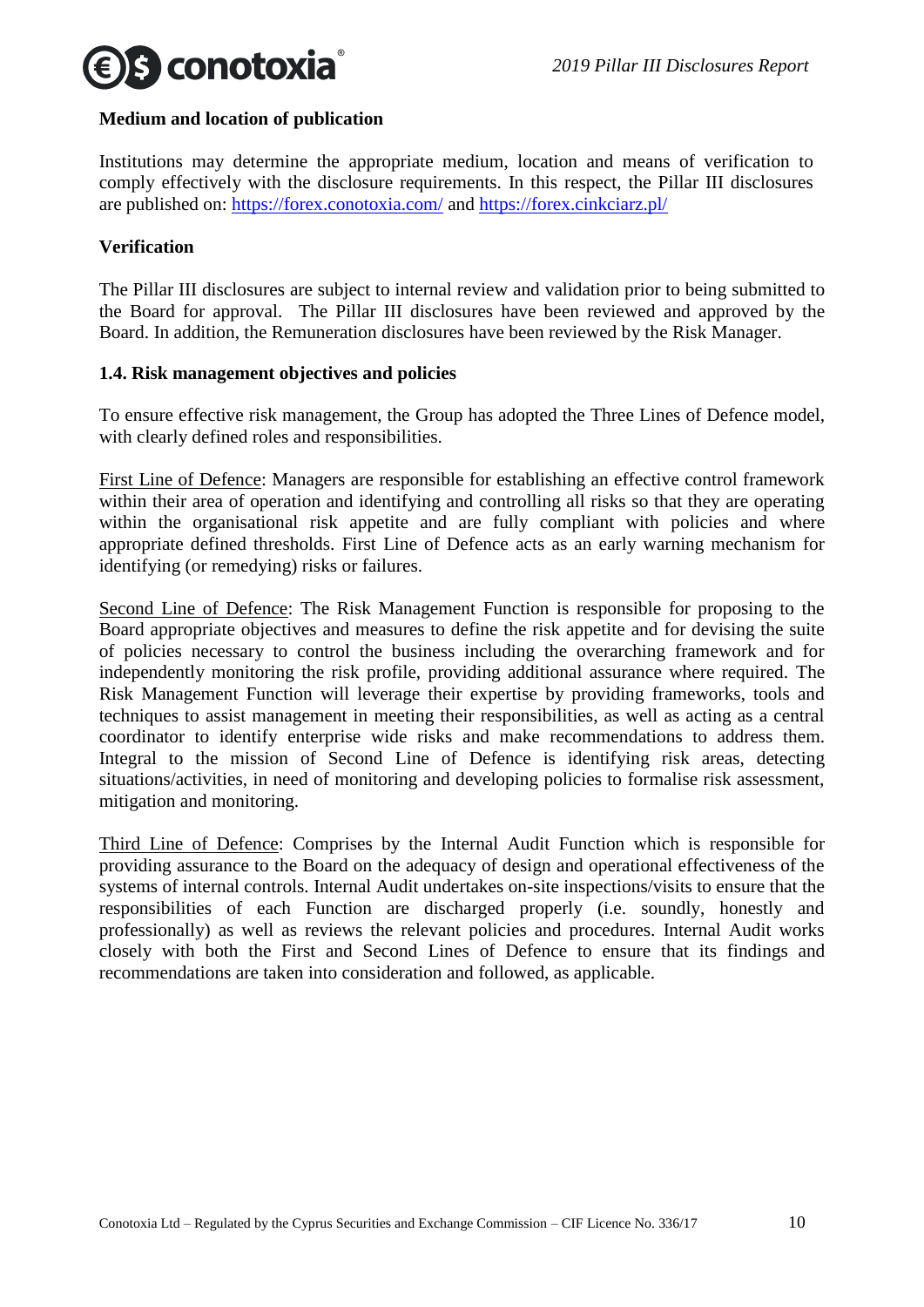**Medium and location of publication**

Institutions may determine the appropriate medium, location and means of verification to comply effectively with the disclosure requirements. In this respect, the Pillar III disclosures are published on: [https://forex.conotoxia.com/](https://forex.conotoxia.com/) and [https://forex.cinkciarz.pl/](https://forex.cinkciarz.pl/)

**Verification**

The Pillar III disclosures are subject to internal review and validation prior to being submitted to the Board for approval. The Pillar III disclosures have been reviewed and approved by the Board. In addition, the Remuneration disclosures have been reviewed by the Risk Manager.

### 1.4. Risk management objectives and policies

To ensure effective risk management, the Group has adopted the Three Lines of Defence model, with clearly defined roles and responsibilities.

<u>First Line of Defence</u>: Managers are responsible for establishing an effective control framework within their area of operation and identifying and controlling all risks so that they are operating within the organisational risk appetite and are fully compliant with policies and where appropriate defined thresholds. First Line of Defence acts as an early warning mechanism for identifying (or remedying) risks or failures.

<u>Second Line of Defence</u>: The Risk Management Function is responsible for proposing to the Board appropriate objectives and measures to define the risk appetite and for devising the suite of policies necessary to control the business including the overarching framework and for independently monitoring the risk profile, providing additional assurance where required. The Risk Management Function will leverage their expertise by providing frameworks, tools and techniques to assist management in meeting their responsibilities, as well as acting as a central coordinator to identify enterprise wide risks and make recommendations to address them. Integral to the mission of Second Line of Defence is identifying risk areas, detecting situations/activities, in need of monitoring and developing policies to formalise risk assessment, mitigation and monitoring.

<u>Third Line of Defence</u>: Comprises by the Internal Audit Function which is responsible for providing assurance to the Board on the adequacy of design and operational effectiveness of the systems of internal controls. Internal Audit undertakes on-site inspections/visits to ensure that the responsibilities of each Function are discharged properly (i.e. soundly, honestly and professionally) as well as reviews the relevant policies and procedures. Internal Audit works closely with both the First and Second Lines of Defence to ensure that its findings and recommendations are taken into consideration and followed, as applicable.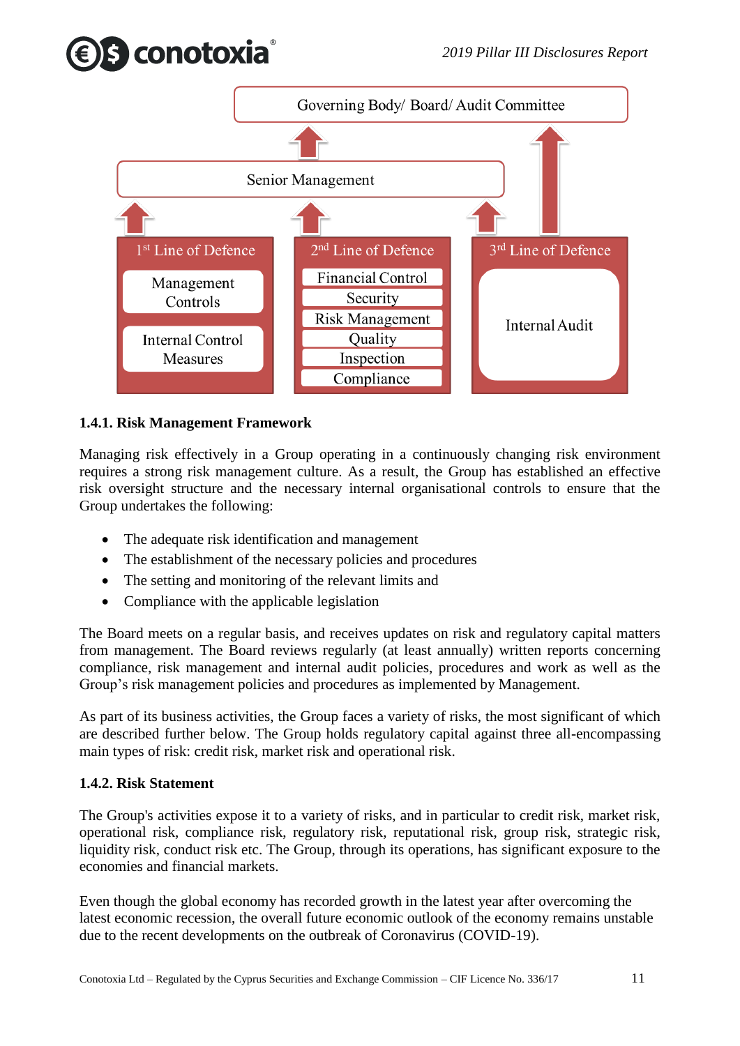Governing Body/ Board/ Audit Committee

Senior Management

1st Line of Defence
- Management Controls
- Internal Control Measures

2nd Line of Defence
- Financial Control
- Security
- Risk Management
- Quality
- Inspection
- Compliance

3rd Line of Defence
- Internal Audit

#### 1.4.1. Risk Management Framework

Managing risk effectively in a Group operating in a continuously changing risk environment requires a strong risk management culture. As a result, the Group has established an effective risk oversight structure and the necessary internal organisational controls to ensure that the Group undertakes the following:

- The adequate risk identification and management
- The establishment of the necessary policies and procedures
- The setting and monitoring of the relevant limits and
- Compliance with the applicable legislation

The Board meets on a regular basis, and receives updates on risk and regulatory capital matters from management. The Board reviews regularly (at least annually) written reports concerning compliance, risk management and internal audit policies, procedures and work as well as the Group's risk management policies and procedures as implemented by Management.

As part of its business activities, the Group faces a variety of risks, the most significant of which are described further below. The Group holds regulatory capital against three all-encompassing main types of risk: credit risk, market risk and operational risk.

#### 1.4.2. Risk Statement

The Group's activities expose it to a variety of risks, and in particular to credit risk, market risk, operational risk, compliance risk, regulatory risk, reputational risk, group risk, strategic risk, liquidity risk, conduct risk etc. The Group, through its operations, has significant exposure to the economies and financial markets.

Even though the global economy has recorded growth in the latest year after overcoming the latest economic recession, the overall future economic outlook of the economy remains unstable due to the recent developments on the outbreak of Coronavirus (COVID-19).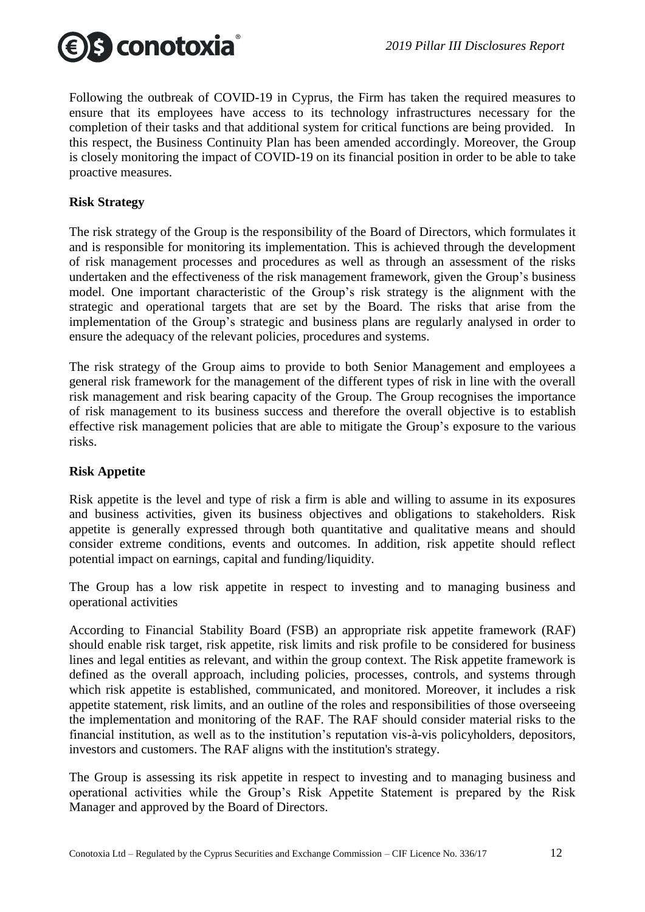Following the outbreak of COVID-19 in Cyprus, the Firm has taken the required measures to ensure that its employees have access to its technology infrastructures necessary for the completion of their tasks and that additional system for critical functions are being provided. In this respect, the Business Continuity Plan has been amended accordingly. Moreover, the Group is closely monitoring the impact of COVID-19 on its financial position in order to be able to take proactive measures.

**Risk Strategy**

The risk strategy of the Group is the responsibility of the Board of Directors, which formulates it and is responsible for monitoring its implementation. This is achieved through the development of risk management processes and procedures as well as through an assessment of the risks undertaken and the effectiveness of the risk management framework, given the Group's business model. One important characteristic of the Group's risk strategy is the alignment with the strategic and operational targets that are set by the Board. The risks that arise from the implementation of the Group's strategic and business plans are regularly analysed in order to ensure the adequacy of the relevant policies, procedures and systems.

The risk strategy of the Group aims to provide to both Senior Management and employees a general risk framework for the management of the different types of risk in line with the overall risk management and risk bearing capacity of the Group. The Group recognises the importance of risk management to its business success and therefore the overall objective is to establish effective risk management policies that are able to mitigate the Group's exposure to the various risks.

**Risk Appetite**

Risk appetite is the level and type of risk a firm is able and willing to assume in its exposures and business activities, given its business objectives and obligations to stakeholders. Risk appetite is generally expressed through both quantitative and qualitative means and should consider extreme conditions, events and outcomes. In addition, risk appetite should reflect potential impact on earnings, capital and funding/liquidity.

The Group has a low risk appetite in respect to investing and to managing business and operational activities

According to Financial Stability Board (FSB) an appropriate risk appetite framework (RAF) should enable risk target, risk appetite, risk limits and risk profile to be considered for business lines and legal entities as relevant, and within the group context. The Risk appetite framework is defined as the overall approach, including policies, processes, controls, and systems through which risk appetite is established, communicated, and monitored. Moreover, it includes a risk appetite statement, risk limits, and an outline of the roles and responsibilities of those overseeing the implementation and monitoring of the RAF. The RAF should consider material risks to the financial institution, as well as to the institution's reputation vis-à-vis policyholders, depositors, investors and customers. The RAF aligns with the institution's strategy.

The Group is assessing its risk appetite in respect to investing and to managing business and operational activities while the Group's Risk Appetite Statement is prepared by the Risk Manager and approved by the Board of Directors.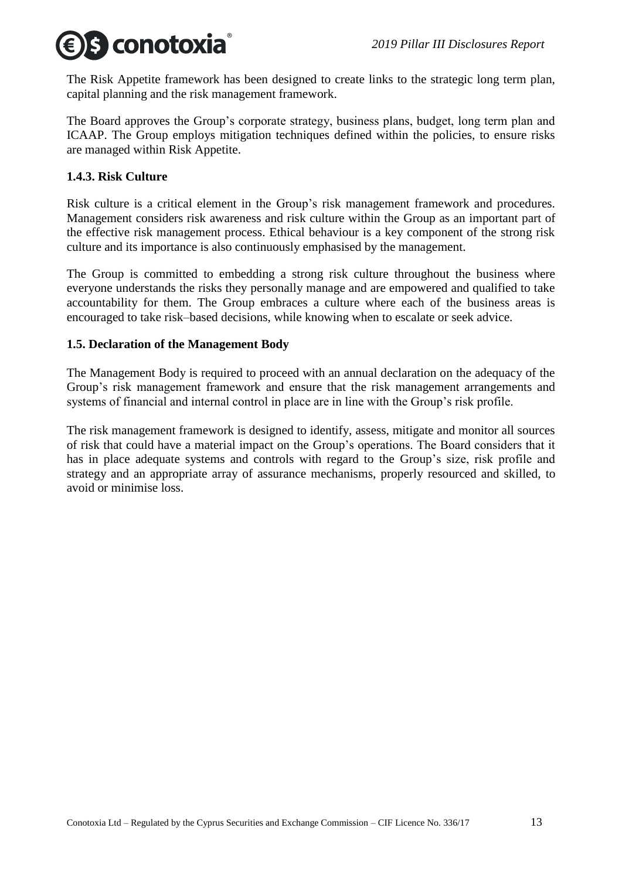The Risk Appetite framework has been designed to create links to the strategic long term plan, capital planning and the risk management framework.

The Board approves the Group's corporate strategy, business plans, budget, long term plan and ICAAP. The Group employs mitigation techniques defined within the policies, to ensure risks are managed within Risk Appetite.

### 1.4.3. Risk Culture

Risk culture is a critical element in the Group's risk management framework and procedures. Management considers risk awareness and risk culture within the Group as an important part of the effective risk management process. Ethical behaviour is a key component of the strong risk culture and its importance is also continuously emphasised by the management.

The Group is committed to embedding a strong risk culture throughout the business where everyone understands the risks they personally manage and are empowered and qualified to take accountability for them. The Group embraces a culture where each of the business areas is encouraged to take risk–based decisions, while knowing when to escalate or seek advice.

## 1.5. Declaration of the Management Body

The Management Body is required to proceed with an annual declaration on the adequacy of the Group's risk management framework and ensure that the risk management arrangements and systems of financial and internal control in place are in line with the Group's risk profile.

The risk management framework is designed to identify, assess, mitigate and monitor all sources of risk that could have a material impact on the Group's operations. The Board considers that it has in place adequate systems and controls with regard to the Group's size, risk profile and strategy and an appropriate array of assurance mechanisms, properly resourced and skilled, to avoid or minimise loss.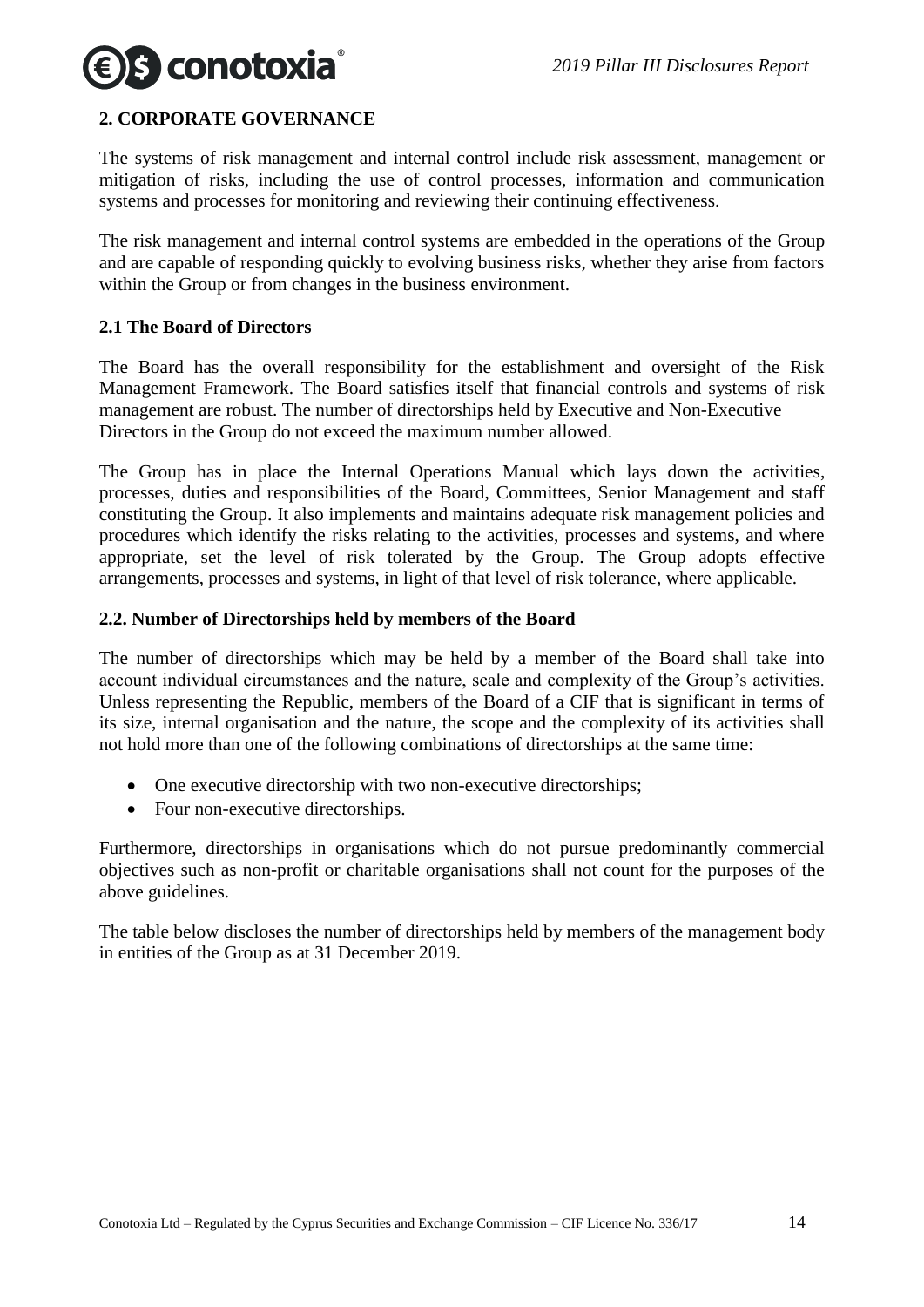## 2. CORPORATE GOVERNANCE

The systems of risk management and internal control include risk assessment, management or mitigation of risks, including the use of control processes, information and communication systems and processes for monitoring and reviewing their continuing effectiveness.

The risk management and internal control systems are embedded in the operations of the Group and are capable of responding quickly to evolving business risks, whether they arise from factors within the Group or from changes in the business environment.

### 2.1 The Board of Directors

The Board has the overall responsibility for the establishment and oversight of the Risk Management Framework. The Board satisfies itself that financial controls and systems of risk management are robust. The number of directorships held by Executive and Non-Executive Directors in the Group do not exceed the maximum number allowed.

The Group has in place the Internal Operations Manual which lays down the activities, processes, duties and responsibilities of the Board, Committees, Senior Management and staff constituting the Group. It also implements and maintains adequate risk management policies and procedures which identify the risks relating to the activities, processes and systems, and where appropriate, set the level of risk tolerated by the Group. The Group adopts effective arrangements, processes and systems, in light of that level of risk tolerance, where applicable.

### 2.2. Number of Directorships held by members of the Board

The number of directorships which may be held by a member of the Board shall take into account individual circumstances and the nature, scale and complexity of the Group's activities. Unless representing the Republic, members of the Board of a CIF that is significant in terms of its size, internal organisation and the nature, the scope and the complexity of its activities shall not hold more than one of the following combinations of directorships at the same time:

- One executive directorship with two non-executive directorships;
- Four non-executive directorships.

Furthermore, directorships in organisations which do not pursue predominantly commercial objectives such as non-profit or charitable organisations shall not count for the purposes of the above guidelines.

The table below discloses the number of directorships held by members of the management body in entities of the Group as at 31 December 2019.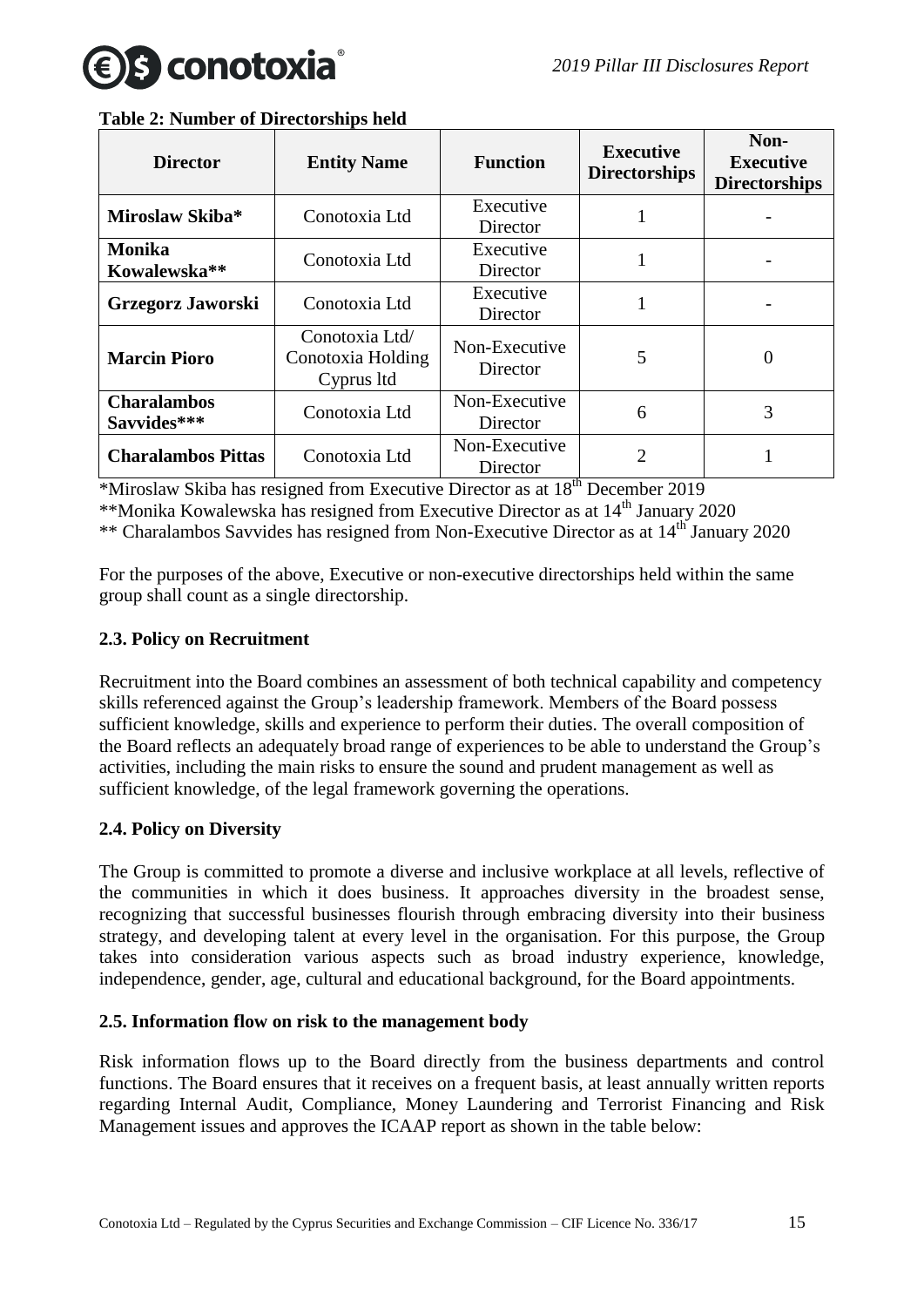**Table 2: Number of Directorships held**

| Director | Entity Name | Function | Executive Directorships | Non-Executive Directorships |
|---|---|---|---|---|
| **Miroslaw Skiba*** | Conotoxia Ltd | Executive Director | 1 | - |
| **Monika Kowalewska**** | Conotoxia Ltd | Executive Director | 1 | - |
| **Grzegorz Jaworski** | Conotoxia Ltd | Executive Director | 1 | - |
| **Marcin Pioro** | Conotoxia Ltd/ Conotoxia Holding Cyprus ltd | Non-Executive Director | 5 | 0 |
| **Charalambos Savvides***** | Conotoxia Ltd | Non-Executive Director | 6 | 3 |
| **Charalambos Pittas** | Conotoxia Ltd | Non-Executive Director | 2 | 1 |

*Miroslaw Skiba has resigned from Executive Director as at 18th December 2019

**Monika Kowalewska has resigned from Executive Director as at 14th January 2020

** Charalambos Savvides has resigned from Non-Executive Director as at 14th January 2020

For the purposes of the above, Executive or non-executive directorships held within the same group shall count as a single directorship.

### 2.3. Policy on Recruitment

Recruitment into the Board combines an assessment of both technical capability and competency skills referenced against the Group's leadership framework. Members of the Board possess sufficient knowledge, skills and experience to perform their duties. The overall composition of the Board reflects an adequately broad range of experiences to be able to understand the Group's activities, including the main risks to ensure the sound and prudent management as well as sufficient knowledge, of the legal framework governing the operations.

### 2.4. Policy on Diversity

The Group is committed to promote a diverse and inclusive workplace at all levels, reflective of the communities in which it does business. It approaches diversity in the broadest sense, recognizing that successful businesses flourish through embracing diversity into their business strategy, and developing talent at every level in the organisation. For this purpose, the Group takes into consideration various aspects such as broad industry experience, knowledge, independence, gender, age, cultural and educational background, for the Board appointments.

### 2.5. Information flow on risk to the management body

Risk information flows up to the Board directly from the business departments and control functions. The Board ensures that it receives on a frequent basis, at least annually written reports regarding Internal Audit, Compliance, Money Laundering and Terrorist Financing and Risk Management issues and approves the ICAAP report as shown in the table below: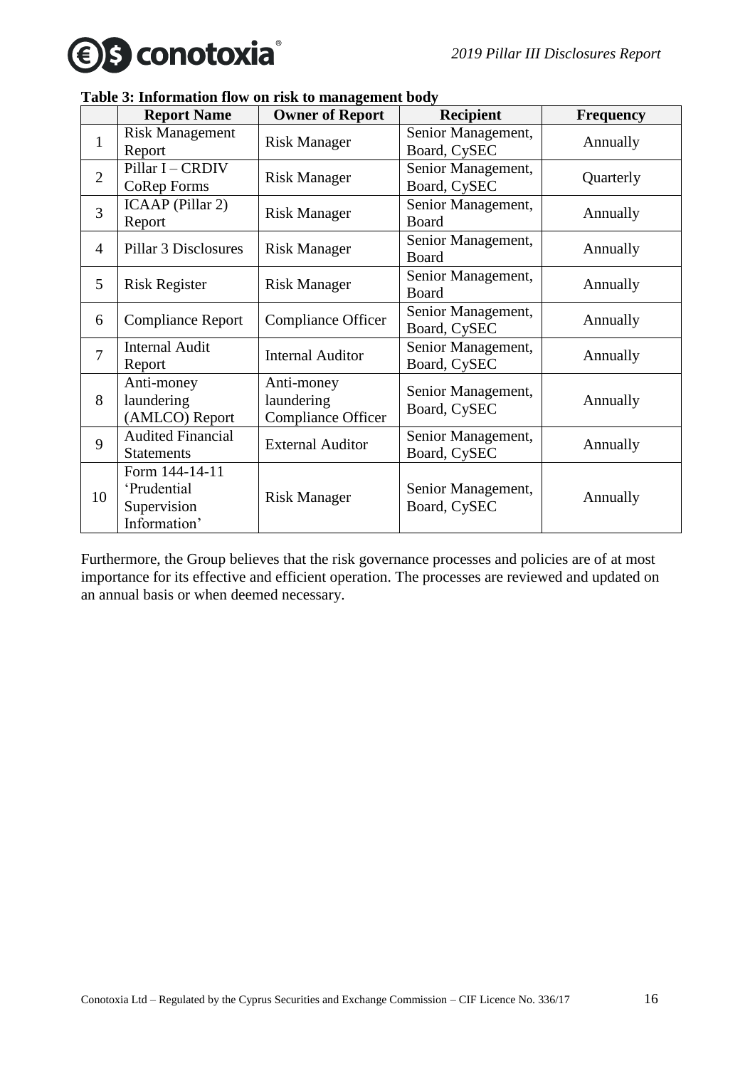**Table 3: Information flow on risk to management body**

| | Report Name | Owner of Report | Recipient | Frequency |
|---|---|---|---|---|
| 1 | Risk Management Report | Risk Manager | Senior Management, Board, CySEC | Annually |
| 2 | Pillar I – CRDIV CoRep Forms | Risk Manager | Senior Management, Board, CySEC | Quarterly |
| 3 | ICAAP (Pillar 2) Report | Risk Manager | Senior Management, Board | Annually |
| 4 | Pillar 3 Disclosures | Risk Manager | Senior Management, Board | Annually |
| 5 | Risk Register | Risk Manager | Senior Management, Board | Annually |
| 6 | Compliance Report | Compliance Officer | Senior Management, Board, CySEC | Annually |
| 7 | Internal Audit Report | Internal Auditor | Senior Management, Board, CySEC | Annually |
| 8 | Anti-money laundering (AMLCO) Report | Anti-money laundering Compliance Officer | Senior Management, Board, CySEC | Annually |
| 9 | Audited Financial Statements | External Auditor | Senior Management, Board, CySEC | Annually |
| 10 | Form 144-14-11 'Prudential Supervision Information' | Risk Manager | Senior Management, Board, CySEC | Annually |

Furthermore, the Group believes that the risk governance processes and policies are of at most importance for its effective and efficient operation. The processes are reviewed and updated on an annual basis or when deemed necessary.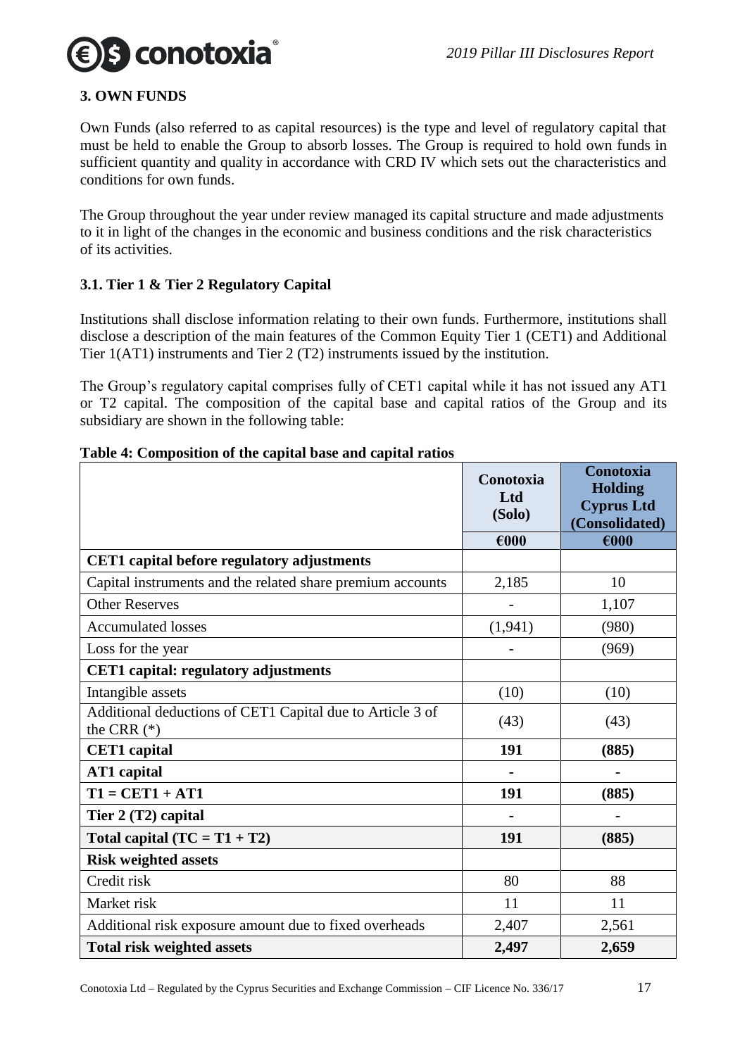## 3. OWN FUNDS

Own Funds (also referred to as capital resources) is the type and level of regulatory capital that must be held to enable the Group to absorb losses. The Group is required to hold own funds in sufficient quantity and quality in accordance with CRD IV which sets out the characteristics and conditions for own funds.

The Group throughout the year under review managed its capital structure and made adjustments to it in light of the changes in the economic and business conditions and the risk characteristics of its activities.

### 3.1. Tier 1 & Tier 2 Regulatory Capital

Institutions shall disclose information relating to their own funds. Furthermore, institutions shall disclose a description of the main features of the Common Equity Tier 1 (CET1) and Additional Tier 1(AT1) instruments and Tier 2 (T2) instruments issued by the institution.

The Group's regulatory capital comprises fully of CET1 capital while it has not issued any AT1 or T2 capital. The composition of the capital base and capital ratios of the Group and its subsidiary are shown in the following table:

**Table 4: Composition of the capital base and capital ratios**

| | Conotoxia Ltd (Solo) | Conotoxia Holding Cyprus Ltd (Consolidated) |
|---|---|---|
| | €000 | €000 |
| **CET1 capital before regulatory adjustments** | | |
| Capital instruments and the related share premium accounts | 2,185 | 10 |
| Other Reserves | - | 1,107 |
| Accumulated losses | (1,941) | (980) |
| Loss for the year | - | (969) |
| **CET1 capital: regulatory adjustments** | | |
| Intangible assets | (10) | (10) |
| Additional deductions of CET1 Capital due to Article 3 of the CRR (*) | (43) | (43) |
| **CET1 capital** | **191** | **(885)** |
| **AT1 capital** | **-** | **-** |
| **T1 = CET1 + AT1** | **191** | **(885)** |
| **Tier 2 (T2) capital** | **-** | **-** |
| **Total capital (TC = T1 + T2)** | **191** | **(885)** |
| **Risk weighted assets** | | |
| Credit risk | 80 | 88 |
| Market risk | 11 | 11 |
| Additional risk exposure amount due to fixed overheads | 2,407 | 2,561 |
| **Total risk weighted assets** | **2,497** | **2,659** |

Conotoxia Ltd – Regulated by the Cyprus Securities and Exchange Commission – CIF Licence No. 336/17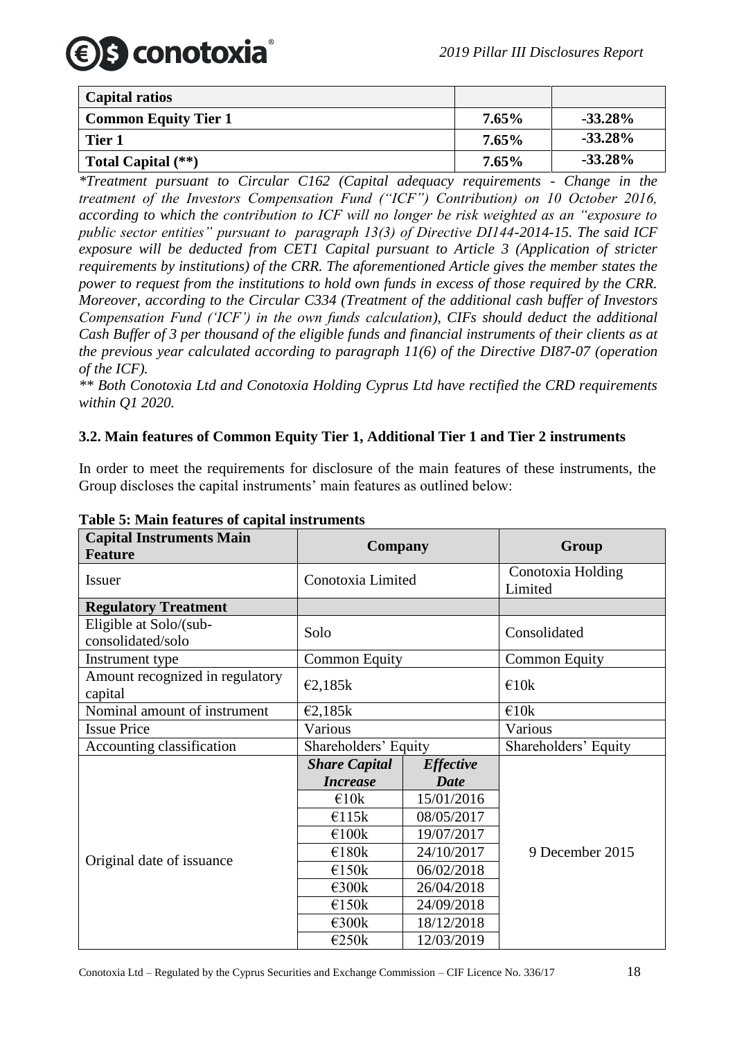| Capital ratios | | |
|---|---|---|
| **Common Equity Tier 1** | **7.65%** | **-33.28%** |
| **Tier 1** | **7.65%** | **-33.28%** |
| **Total Capital (**)** | **7.65%** | **-33.28%** |

*\*Treatment pursuant to Circular C162 (Capital adequacy requirements - Change in the treatment of the Investors Compensation Fund ("ICF") Contribution) on 10 October 2016, according to which the contribution to ICF will no longer be risk weighted as an "exposure to public sector entities" pursuant to paragraph 13(3) of Directive DI144-2014-15. The said ICF exposure will be deducted from CET1 Capital pursuant to Article 3 (Application of stricter requirements by institutions) of the CRR. The aforementioned Article gives the member states the power to request from the institutions to hold own funds in excess of those required by the CRR. Moreover, according to the Circular C334 (Treatment of the additional cash buffer of Investors Compensation Fund ('ICF') in the own funds calculation), CIFs should deduct the additional Cash Buffer of 3 per thousand of the eligible funds and financial instruments of their clients as at the previous year calculated according to paragraph 11(6) of the Directive DI87-07 (operation of the ICF).*

*\*\* Both Conotoxia Ltd and Conotoxia Holding Cyprus Ltd have rectified the CRD requirements within Q1 2020.*

### 3.2. Main features of Common Equity Tier 1, Additional Tier 1 and Tier 2 instruments

In order to meet the requirements for disclosure of the main features of these instruments, the Group discloses the capital instruments' main features as outlined below:

**Table 5: Main features of capital instruments**

| Capital Instruments Main Feature | Company | | Group |
|---|---|---|---|
| Issuer | Conotoxia Limited | | Conotoxia Holding Limited |
| **Regulatory Treatment** | | | |
| Eligible at Solo/(sub-consolidated/solo | Solo | | Consolidated |
| Instrument type | Common Equity | | Common Equity |
| Amount recognized in regulatory capital | €2,185k | | €10k |
| Nominal amount of instrument | €2,185k | | €10k |
| Issue Price | Various | | Various |
| Accounting classification | Shareholders' Equity | | Shareholders' Equity |
| Original date of issuance | ***Share Capital Increase*** | ***Effective Date*** | 9 December 2015 |
| | €10k | 15/01/2016 | |
| | €115k | 08/05/2017 | |
| | €100k | 19/07/2017 | |
| | €180k | 24/10/2017 | |
| | €150k | 06/02/2018 | |
| | €300k | 26/04/2018 | |
| | €150k | 24/09/2018 | |
| | €300k | 18/12/2018 | |
| | €250k | 12/03/2019 | |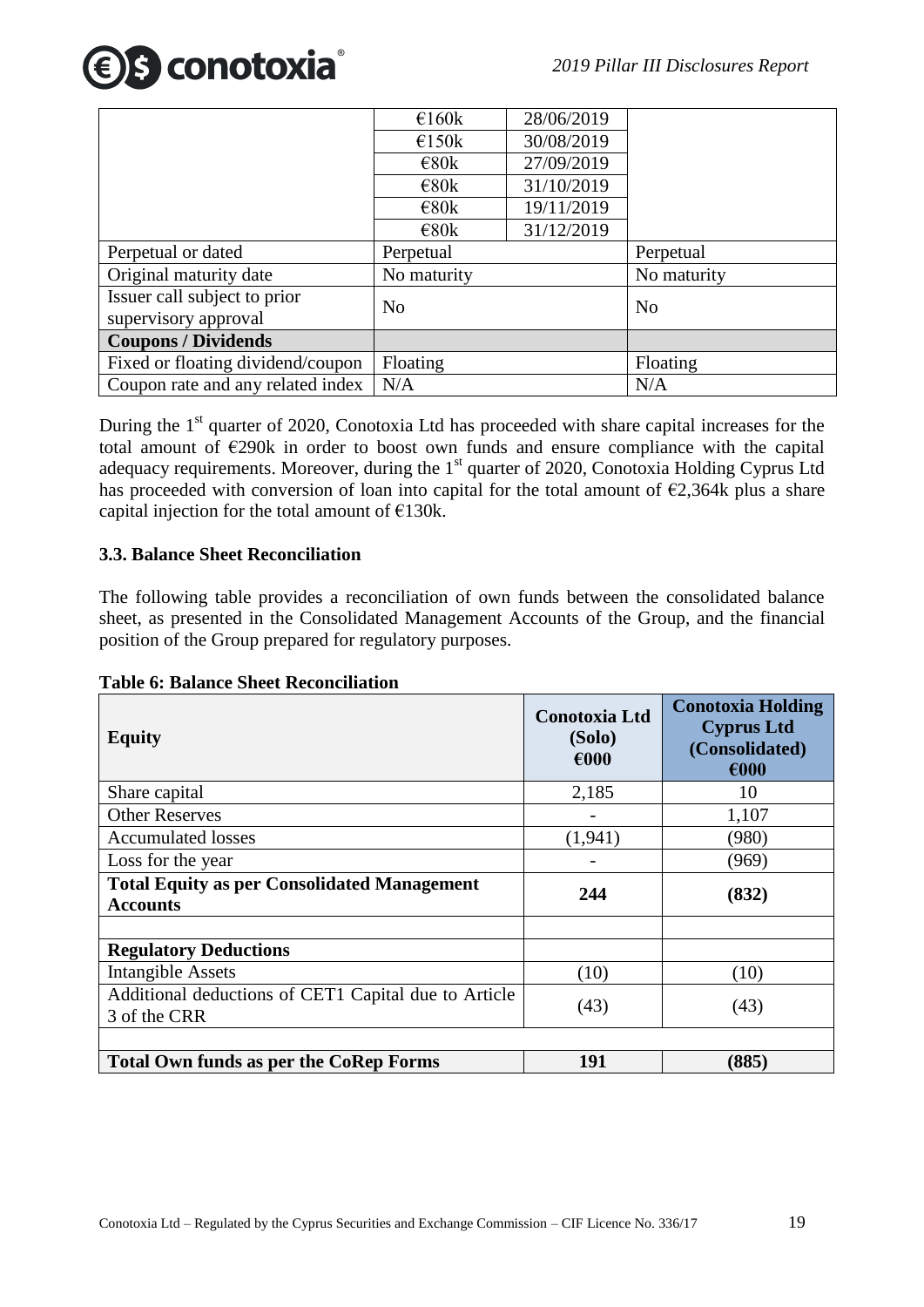| | | | |
|---|---|---|---|
| | €160k | 28/06/2019 | |
| | €150k | 30/08/2019 | |
| | €80k | 27/09/2019 | |
| | €80k | 31/10/2019 | |
| | €80k | 19/11/2019 | |
| | €80k | 31/12/2019 | |
| Perpetual or dated | Perpetual | | Perpetual |
| Original maturity date | No maturity | | No maturity |
| Issuer call subject to prior supervisory approval | No | | No |
| **Coupons / Dividends** | | | |
| Fixed or floating dividend/coupon | Floating | | Floating |
| Coupon rate and any related index | N/A | | N/A |

During the 1st quarter of 2020, Conotoxia Ltd has proceeded with share capital increases for the total amount of €290k in order to boost own funds and ensure compliance with the capital adequacy requirements. Moreover, during the 1st quarter of 2020, Conotoxia Holding Cyprus Ltd has proceeded with conversion of loan into capital for the total amount of €2,364k plus a share capital injection for the total amount of €130k.

### 3.3. Balance Sheet Reconciliation

The following table provides a reconciliation of own funds between the consolidated balance sheet, as presented in the Consolidated Management Accounts of the Group, and the financial position of the Group prepared for regulatory purposes.

**Table 6: Balance Sheet Reconciliation**

| Equity | Conotoxia Ltd (Solo) €000 | Conotoxia Holding Cyprus Ltd (Consolidated) €000 |
|---|---|---|
| Share capital | 2,185 | 10 |
| Other Reserves | - | 1,107 |
| Accumulated losses | (1,941) | (980) |
| Loss for the year | - | (969) |
| **Total Equity as per Consolidated Management Accounts** | **244** | **(832)** |
| | | |
| **Regulatory Deductions** | | |
| Intangible Assets | (10) | (10) |
| Additional deductions of CET1 Capital due to Article 3 of the CRR | (43) | (43) |
| | | |
| **Total Own funds as per the CoRep Forms** | **191** | **(885)** |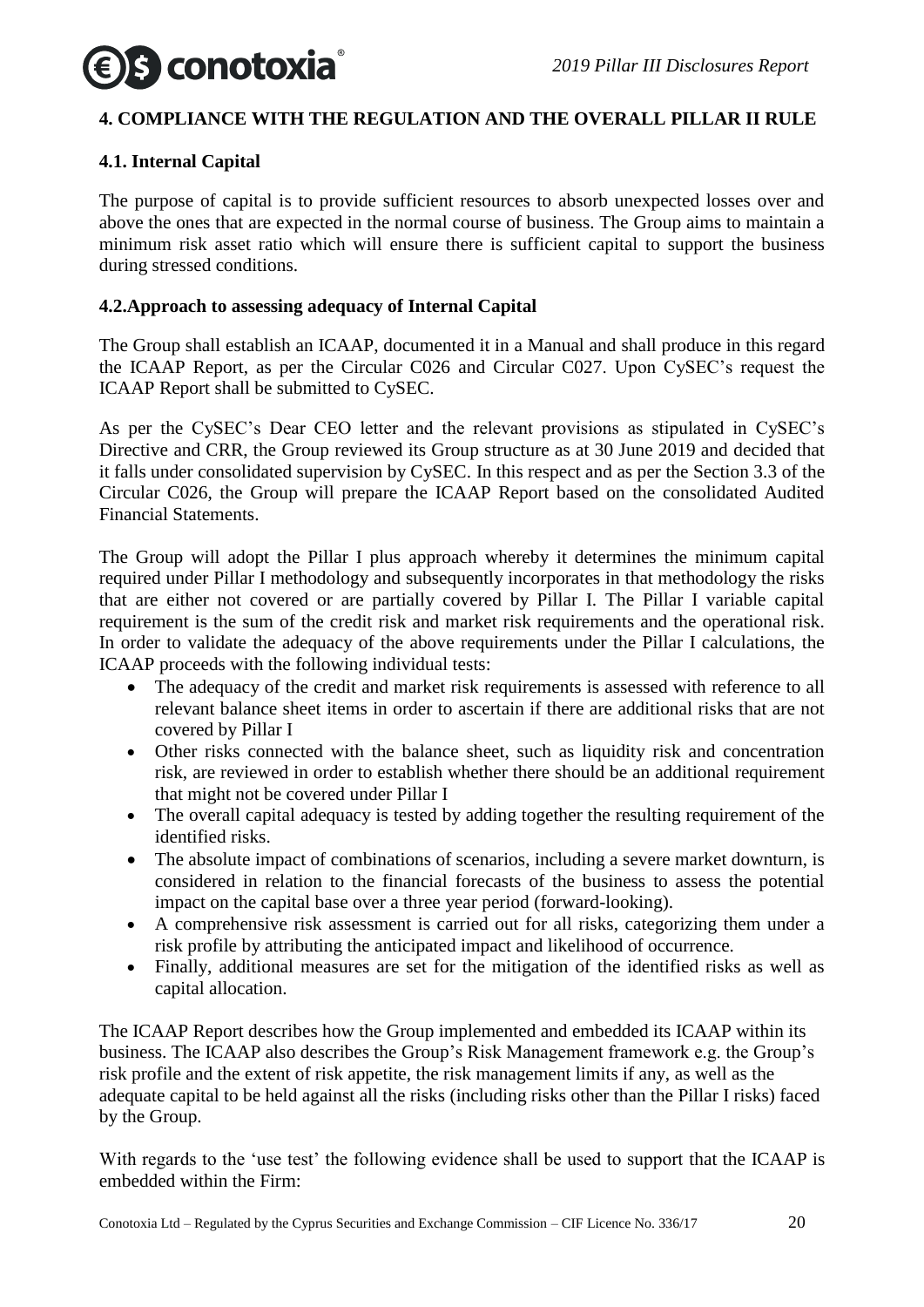## 4. COMPLIANCE WITH THE REGULATION AND THE OVERALL PILLAR II RULE

### 4.1. Internal Capital

The purpose of capital is to provide sufficient resources to absorb unexpected losses over and above the ones that are expected in the normal course of business. The Group aims to maintain a minimum risk asset ratio which will ensure there is sufficient capital to support the business during stressed conditions.

### 4.2.Approach to assessing adequacy of Internal Capital

The Group shall establish an ICAAP, documented it in a Manual and shall produce in this regard the ICAAP Report, as per the Circular C026 and Circular C027. Upon CySEC's request the ICAAP Report shall be submitted to CySEC.

As per the CySEC's Dear CEO letter and the relevant provisions as stipulated in CySEC's Directive and CRR, the Group reviewed its Group structure as at 30 June 2019 and decided that it falls under consolidated supervision by CySEC. In this respect and as per the Section 3.3 of the Circular C026, the Group will prepare the ICAAP Report based on the consolidated Audited Financial Statements.

The Group will adopt the Pillar I plus approach whereby it determines the minimum capital required under Pillar I methodology and subsequently incorporates in that methodology the risks that are either not covered or are partially covered by Pillar I. The Pillar I variable capital requirement is the sum of the credit risk and market risk requirements and the operational risk. In order to validate the adequacy of the above requirements under the Pillar I calculations, the ICAAP proceeds with the following individual tests:

- The adequacy of the credit and market risk requirements is assessed with reference to all relevant balance sheet items in order to ascertain if there are additional risks that are not covered by Pillar I
- Other risks connected with the balance sheet, such as liquidity risk and concentration risk, are reviewed in order to establish whether there should be an additional requirement that might not be covered under Pillar I
- The overall capital adequacy is tested by adding together the resulting requirement of the identified risks.
- The absolute impact of combinations of scenarios, including a severe market downturn, is considered in relation to the financial forecasts of the business to assess the potential impact on the capital base over a three year period (forward-looking).
- A comprehensive risk assessment is carried out for all risks, categorizing them under a risk profile by attributing the anticipated impact and likelihood of occurrence.
- Finally, additional measures are set for the mitigation of the identified risks as well as capital allocation.

The ICAAP Report describes how the Group implemented and embedded its ICAAP within its business. The ICAAP also describes the Group's Risk Management framework e.g. the Group's risk profile and the extent of risk appetite, the risk management limits if any, as well as the adequate capital to be held against all the risks (including risks other than the Pillar I risks) faced by the Group.

With regards to the 'use test' the following evidence shall be used to support that the ICAAP is embedded within the Firm: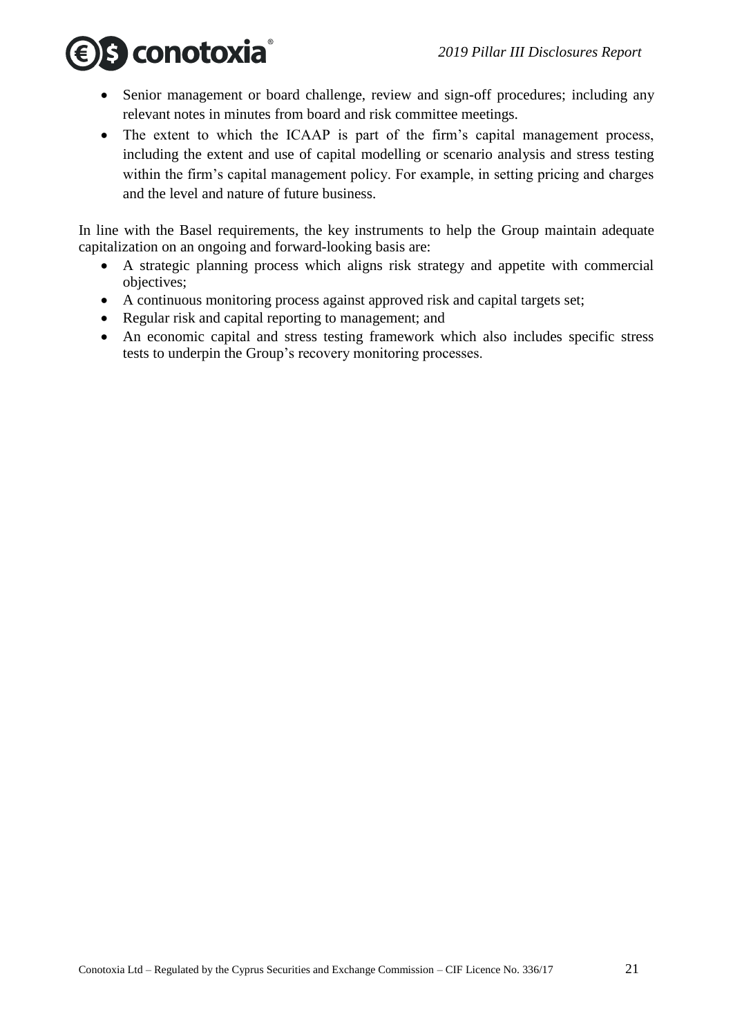- Senior management or board challenge, review and sign-off procedures; including any relevant notes in minutes from board and risk committee meetings.
- The extent to which the ICAAP is part of the firm's capital management process, including the extent and use of capital modelling or scenario analysis and stress testing within the firm's capital management policy. For example, in setting pricing and charges and the level and nature of future business.

In line with the Basel requirements, the key instruments to help the Group maintain adequate capitalization on an ongoing and forward-looking basis are:

- A strategic planning process which aligns risk strategy and appetite with commercial objectives;
- A continuous monitoring process against approved risk and capital targets set;
- Regular risk and capital reporting to management; and
- An economic capital and stress testing framework which also includes specific stress tests to underpin the Group's recovery monitoring processes.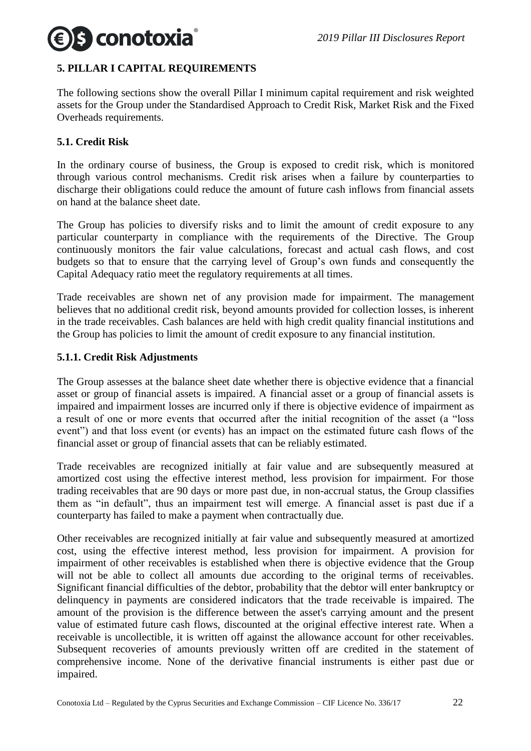## 5. PILLAR I CAPITAL REQUIREMENTS

The following sections show the overall Pillar I minimum capital requirement and risk weighted assets for the Group under the Standardised Approach to Credit Risk, Market Risk and the Fixed Overheads requirements.

### 5.1. Credit Risk

In the ordinary course of business, the Group is exposed to credit risk, which is monitored through various control mechanisms. Credit risk arises when a failure by counterparties to discharge their obligations could reduce the amount of future cash inflows from financial assets on hand at the balance sheet date.

The Group has policies to diversify risks and to limit the amount of credit exposure to any particular counterparty in compliance with the requirements of the Directive. The Group continuously monitors the fair value calculations, forecast and actual cash flows, and cost budgets so that to ensure that the carrying level of Group's own funds and consequently the Capital Adequacy ratio meet the regulatory requirements at all times.

Trade receivables are shown net of any provision made for impairment. The management believes that no additional credit risk, beyond amounts provided for collection losses, is inherent in the trade receivables. Cash balances are held with high credit quality financial institutions and the Group has policies to limit the amount of credit exposure to any financial institution.

#### 5.1.1. Credit Risk Adjustments

The Group assesses at the balance sheet date whether there is objective evidence that a financial asset or group of financial assets is impaired. A financial asset or a group of financial assets is impaired and impairment losses are incurred only if there is objective evidence of impairment as a result of one or more events that occurred after the initial recognition of the asset (a "loss event") and that loss event (or events) has an impact on the estimated future cash flows of the financial asset or group of financial assets that can be reliably estimated.

Trade receivables are recognized initially at fair value and are subsequently measured at amortized cost using the effective interest method, less provision for impairment. For those trading receivables that are 90 days or more past due, in non-accrual status, the Group classifies them as "in default", thus an impairment test will emerge. A financial asset is past due if a counterparty has failed to make a payment when contractually due.

Other receivables are recognized initially at fair value and subsequently measured at amortized cost, using the effective interest method, less provision for impairment. A provision for impairment of other receivables is established when there is objective evidence that the Group will not be able to collect all amounts due according to the original terms of receivables. Significant financial difficulties of the debtor, probability that the debtor will enter bankruptcy or delinquency in payments are considered indicators that the trade receivable is impaired. The amount of the provision is the difference between the asset's carrying amount and the present value of estimated future cash flows, discounted at the original effective interest rate. When a receivable is uncollectible, it is written off against the allowance account for other receivables. Subsequent recoveries of amounts previously written off are credited in the statement of comprehensive income. None of the derivative financial instruments is either past due or impaired.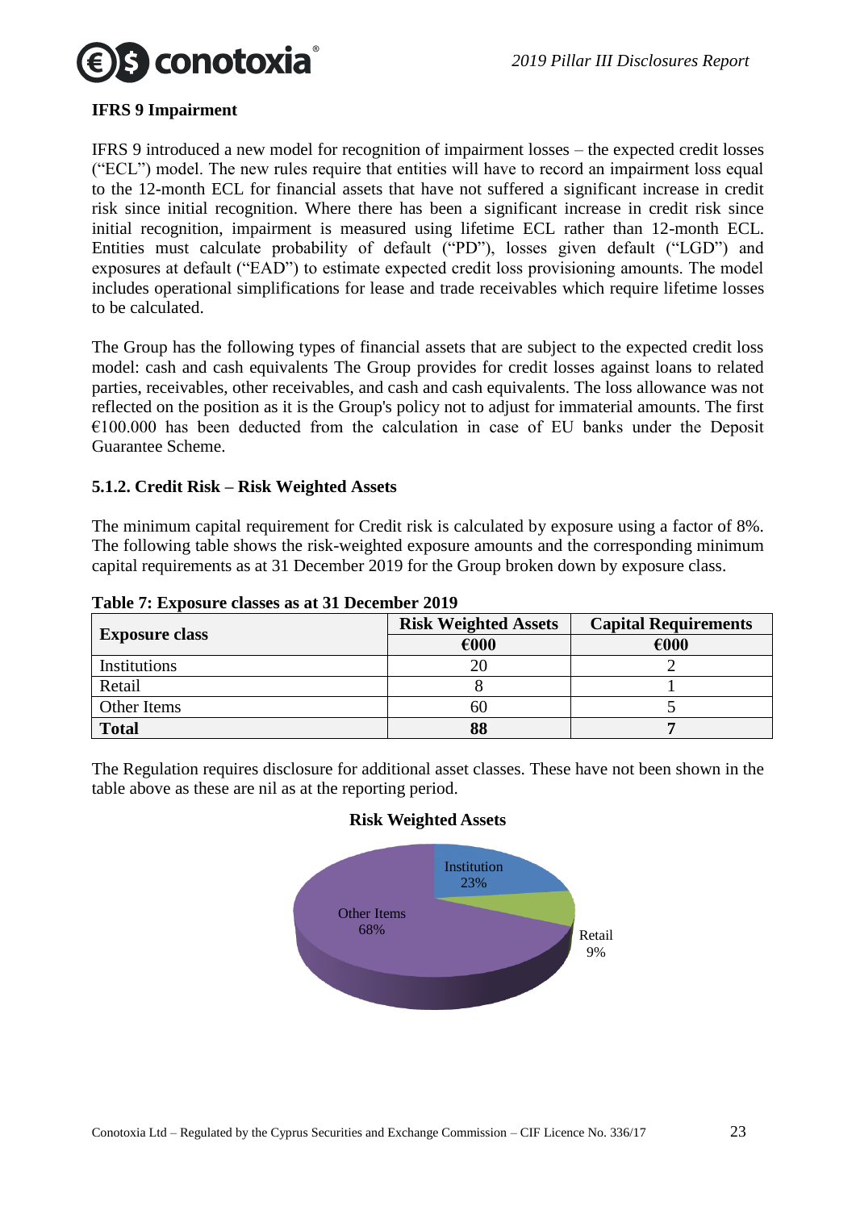### IFRS 9 Impairment

IFRS 9 introduced a new model for recognition of impairment losses – the expected credit losses ("ECL") model. The new rules require that entities will have to record an impairment loss equal to the 12-month ECL for financial assets that have not suffered a significant increase in credit risk since initial recognition. Where there has been a significant increase in credit risk since initial recognition, impairment is measured using lifetime ECL rather than 12-month ECL. Entities must calculate probability of default ("PD"), losses given default ("LGD") and exposures at default ("EAD") to estimate expected credit loss provisioning amounts. The model includes operational simplifications for lease and trade receivables which require lifetime losses to be calculated.

The Group has the following types of financial assets that are subject to the expected credit loss model: cash and cash equivalents The Group provides for credit losses against loans to related parties, receivables, other receivables, and cash and cash equivalents. The loss allowance was not reflected on the position as it is the Group's policy not to adjust for immaterial amounts. The first €100.000 has been deducted from the calculation in case of EU banks under the Deposit Guarantee Scheme.

### 5.1.2. Credit Risk – Risk Weighted Assets

The minimum capital requirement for Credit risk is calculated by exposure using a factor of 8%. The following table shows the risk-weighted exposure amounts and the corresponding minimum capital requirements as at 31 December 2019 for the Group broken down by exposure class.

**Table 7: Exposure classes as at 31 December 2019**

| Exposure class | Risk Weighted Assets | Capital Requirements |
|---|---|---|
| | €000 | €000 |
| Institutions | 20 | 2 |
| Retail | 8 | 1 |
| Other Items | 60 | 5 |
| **Total** | **88** | **7** |

The Regulation requires disclosure for additional asset classes. These have not been shown in the table above as these are nil as at the reporting period.

**Risk Weighted Assets**

Institution 23%, Retail 9%, Other Items 68%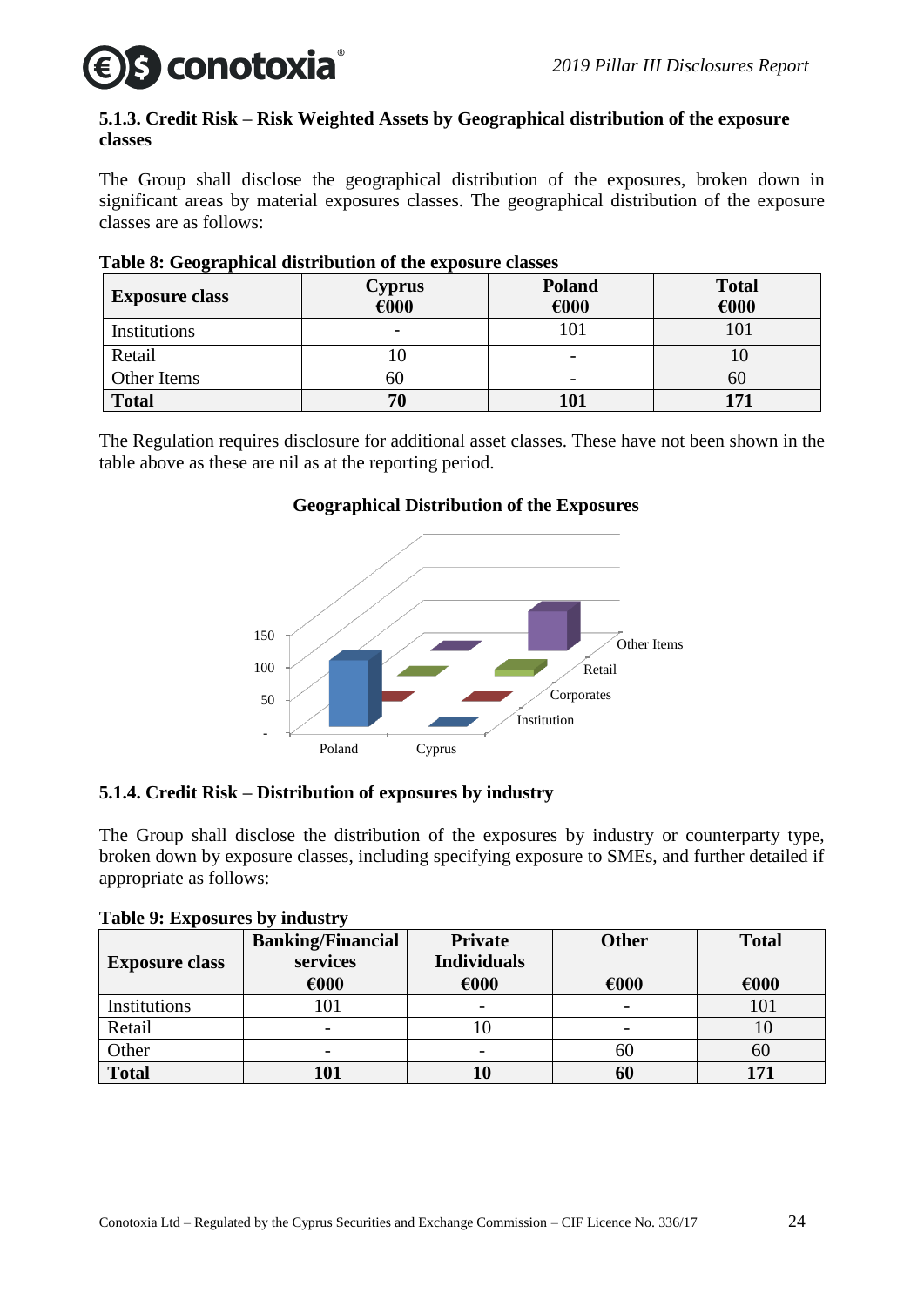### 5.1.3. Credit Risk – Risk Weighted Assets by Geographical distribution of the exposure classes

The Group shall disclose the geographical distribution of the exposures, broken down in significant areas by material exposures classes. The geographical distribution of the exposure classes are as follows:

**Table 8: Geographical distribution of the exposure classes**

| Exposure class | Cyprus €000 | Poland €000 | Total €000 |
|---|---|---|---|
| Institutions | - | 101 | 101 |
| Retail | 10 | - | 10 |
| Other Items | 60 | - | 60 |
| **Total** | **70** | **101** | **171** |

The Regulation requires disclosure for additional asset classes. These have not been shown in the table above as these are nil as at the reporting period.

**Geographical Distribution of the Exposures**

### 5.1.4. Credit Risk – Distribution of exposures by industry

The Group shall disclose the distribution of the exposures by industry or counterparty type, broken down by exposure classes, including specifying exposure to SMEs, and further detailed if appropriate as follows:

**Table 9: Exposures by industry**

| Exposure class | Banking/Financial services | Private Individuals | Other | Total |
|---|---|---|---|---|
| | €000 | €000 | €000 | €000 |
| Institutions | 101 | - | - | 101 |
| Retail | - | 10 | - | 10 |
| Other | - | - | 60 | 60 |
| **Total** | **101** | **10** | **60** | **171** |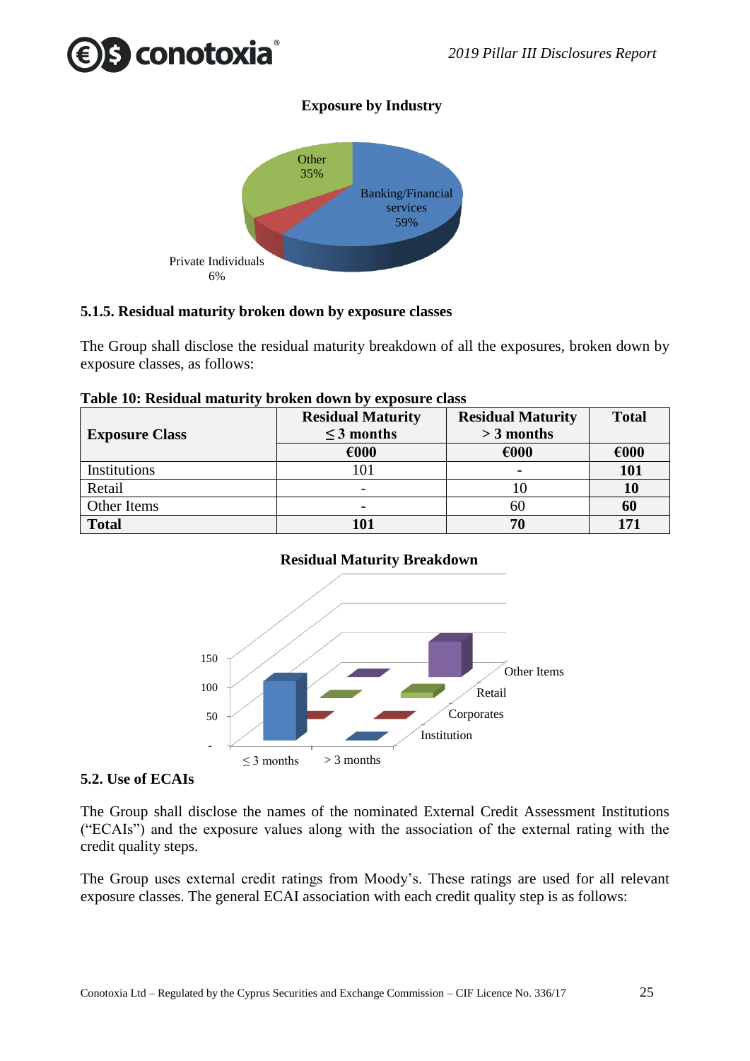**Exposure by Industry**

Other 35%

Banking/Financial services 59%

Private Individuals 6%

### 5.1.5. Residual maturity broken down by exposure classes

The Group shall disclose the residual maturity breakdown of all the exposures, broken down by exposure classes, as follows:

**Table 10: Residual maturity broken down by exposure class**

| Exposure Class | Residual Maturity ≤ 3 months | Residual Maturity > 3 months | Total |
|---|---|---|---|
| | €000 | €000 | €000 |
| Institutions | 101 | - | **101** |
| Retail | - | 10 | **10** |
| Other Items | - | 60 | **60** |
| **Total** | **101** | **70** | **171** |

**Residual Maturity Breakdown**

150
100
50
-

≤ 3 months　> 3 months

Other Items
Retail
Corporates
Institution

## 5.2. Use of ECAIs

The Group shall disclose the names of the nominated External Credit Assessment Institutions (“ECAIs”) and the exposure values along with the association of the external rating with the credit quality steps.

The Group uses external credit ratings from Moody’s. These ratings are used for all relevant exposure classes. The general ECAI association with each credit quality step is as follows: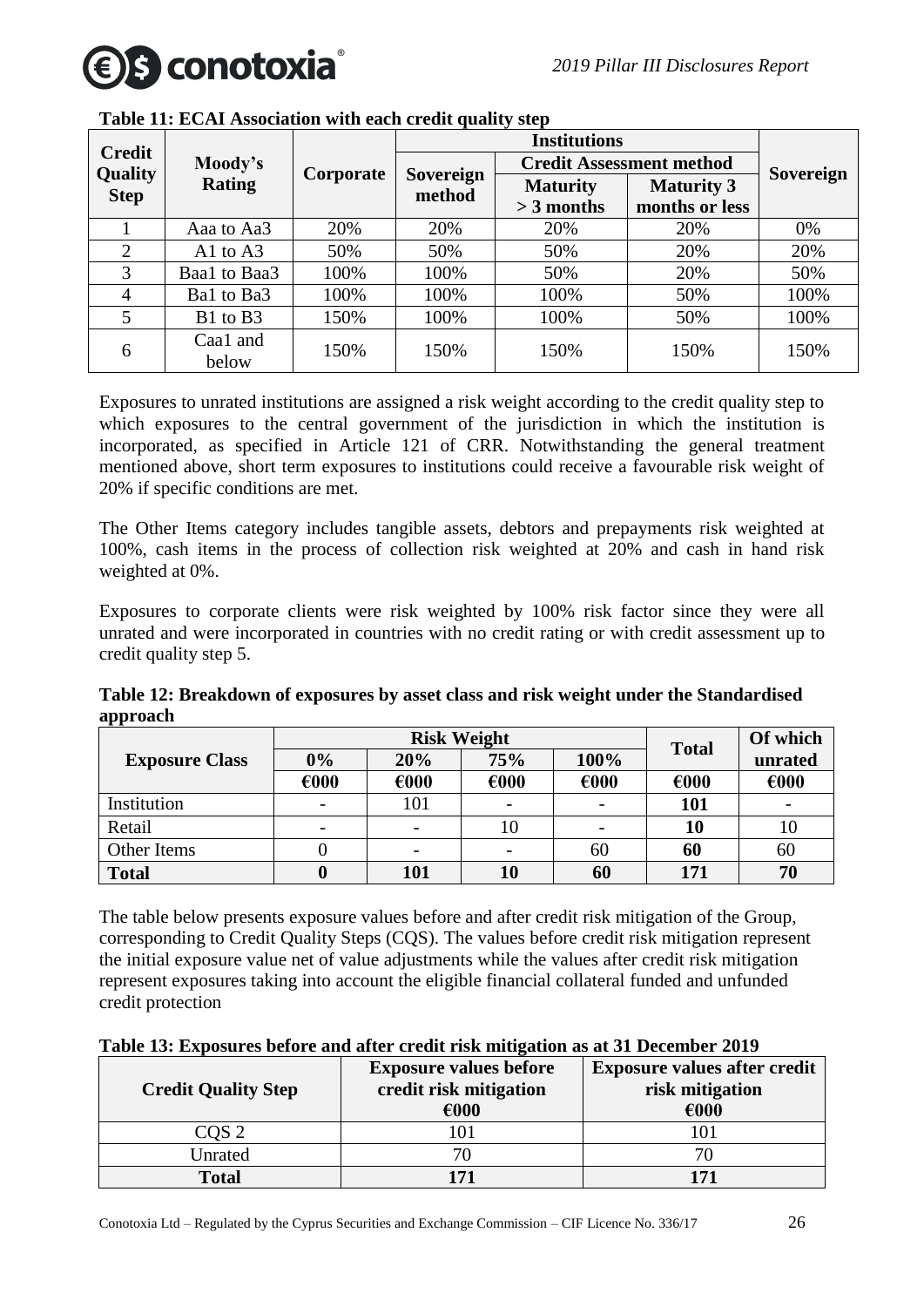**Table 11: ECAI Association with each credit quality step**

| Credit Quality Step | Moody's Rating | Corporate | Institutions | | | Sovereign |
|---|---|---|---|---|---|---|
| | | | Sovereign method | Credit Assessment method | | |
| | | | | Maturity > 3 months | Maturity 3 months or less | |
| 1 | Aaa to Aa3 | 20% | 20% | 20% | 20% | 0% |
| 2 | A1 to A3 | 50% | 50% | 50% | 20% | 20% |
| 3 | Baa1 to Baa3 | 100% | 100% | 50% | 20% | 50% |
| 4 | Ba1 to Ba3 | 100% | 100% | 100% | 50% | 100% |
| 5 | B1 to B3 | 150% | 100% | 100% | 50% | 100% |
| 6 | Caa1 and below | 150% | 150% | 150% | 150% | 150% |

Exposures to unrated institutions are assigned a risk weight according to the credit quality step to which exposures to the central government of the jurisdiction in which the institution is incorporated, as specified in Article 121 of CRR. Notwithstanding the general treatment mentioned above, short term exposures to institutions could receive a favourable risk weight of 20% if specific conditions are met.

The Other Items category includes tangible assets, debtors and prepayments risk weighted at 100%, cash items in the process of collection risk weighted at 20% and cash in hand risk weighted at 0%.

Exposures to corporate clients were risk weighted by 100% risk factor since they were all unrated and were incorporated in countries with no credit rating or with credit assessment up to credit quality step 5.

**Table 12: Breakdown of exposures by asset class and risk weight under the Standardised approach**

| Exposure Class | Risk Weight | | | | Total | Of which unrated |
|---|---|---|---|---|---|---|
| | 0% | 20% | 75% | 100% | | |
| | €000 | €000 | €000 | €000 | €000 | €000 |
| Institution | - | 101 | - | - | **101** | - |
| Retail | - | - | 10 | - | **10** | 10 |
| Other Items | 0 | - | - | 60 | **60** | 60 |
| **Total** | **0** | **101** | **10** | **60** | **171** | **70** |

The table below presents exposure values before and after credit risk mitigation of the Group, corresponding to Credit Quality Steps (CQS). The values before credit risk mitigation represent the initial exposure value net of value adjustments while the values after credit risk mitigation represent exposures taking into account the eligible financial collateral funded and unfunded credit protection

**Table 13: Exposures before and after credit risk mitigation as at 31 December 2019**

| Credit Quality Step | Exposure values before credit risk mitigation €000 | Exposure values after credit risk mitigation €000 |
|---|---|---|
| CQS 2 | 101 | 101 |
| Unrated | 70 | 70 |
| **Total** | **171** | **171** |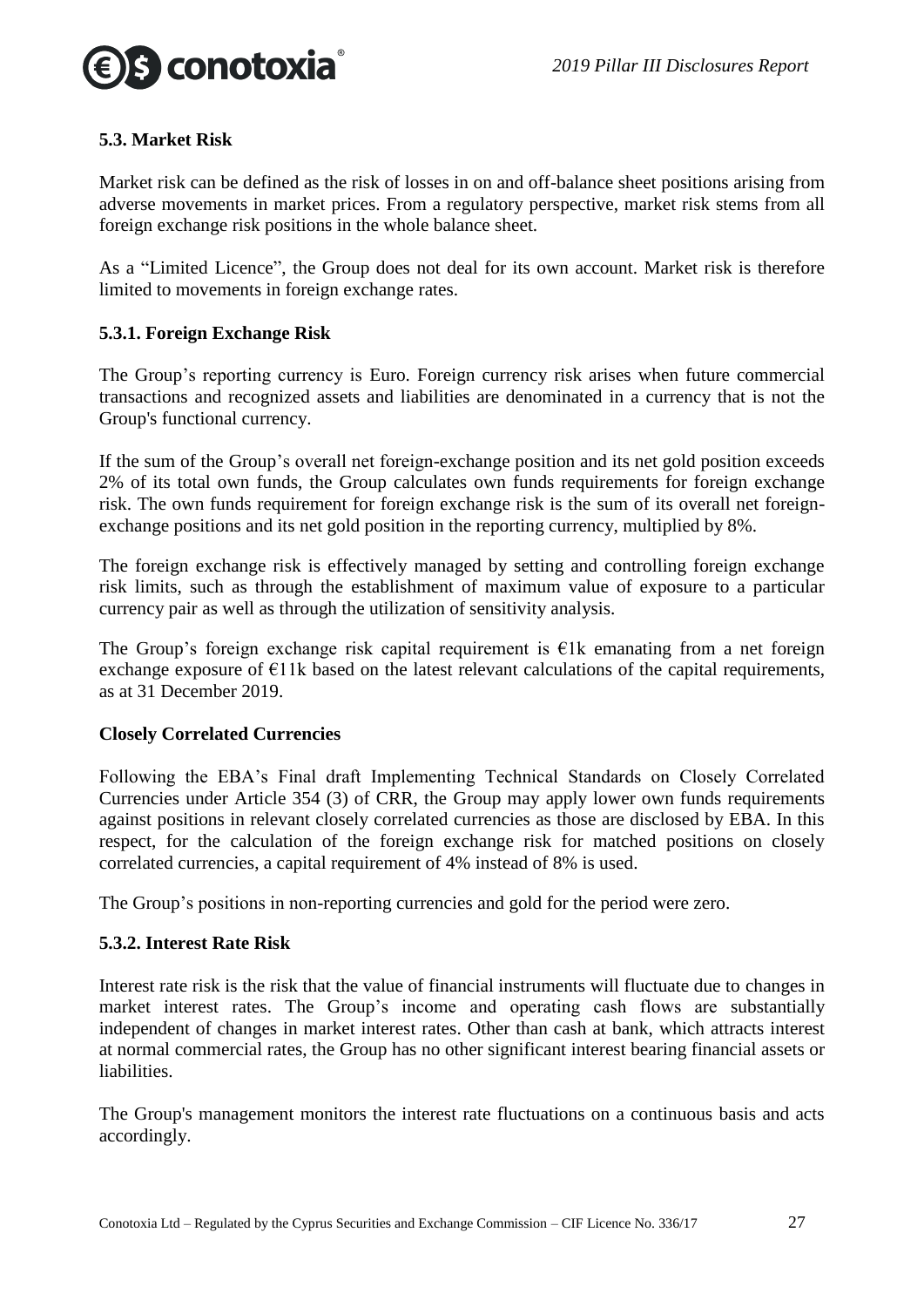### 5.3. Market Risk

Market risk can be defined as the risk of losses in on and off-balance sheet positions arising from adverse movements in market prices. From a regulatory perspective, market risk stems from all foreign exchange risk positions in the whole balance sheet.

As a "Limited Licence", the Group does not deal for its own account. Market risk is therefore limited to movements in foreign exchange rates.

#### 5.3.1. Foreign Exchange Risk

The Group's reporting currency is Euro. Foreign currency risk arises when future commercial transactions and recognized assets and liabilities are denominated in a currency that is not the Group's functional currency.

If the sum of the Group's overall net foreign-exchange position and its net gold position exceeds 2% of its total own funds, the Group calculates own funds requirements for foreign exchange risk. The own funds requirement for foreign exchange risk is the sum of its overall net foreign-exchange positions and its net gold position in the reporting currency, multiplied by 8%.

The foreign exchange risk is effectively managed by setting and controlling foreign exchange risk limits, such as through the establishment of maximum value of exposure to a particular currency pair as well as through the utilization of sensitivity analysis.

The Group's foreign exchange risk capital requirement is €1k emanating from a net foreign exchange exposure of €11k based on the latest relevant calculations of the capital requirements, as at 31 December 2019.

**Closely Correlated Currencies**

Following the EBA's Final draft Implementing Technical Standards on Closely Correlated Currencies under Article 354 (3) of CRR, the Group may apply lower own funds requirements against positions in relevant closely correlated currencies as those are disclosed by EBA. In this respect, for the calculation of the foreign exchange risk for matched positions on closely correlated currencies, a capital requirement of 4% instead of 8% is used.

The Group's positions in non-reporting currencies and gold for the period were zero.

#### 5.3.2. Interest Rate Risk

Interest rate risk is the risk that the value of financial instruments will fluctuate due to changes in market interest rates. The Group's income and operating cash flows are substantially independent of changes in market interest rates. Other than cash at bank, which attracts interest at normal commercial rates, the Group has no other significant interest bearing financial assets or liabilities.

The Group's management monitors the interest rate fluctuations on a continuous basis and acts accordingly.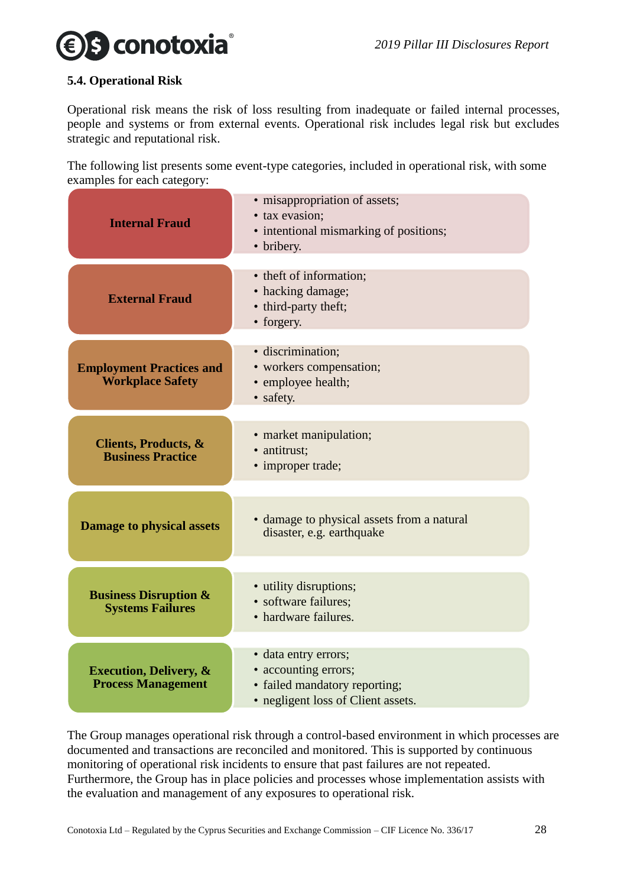### 5.4. Operational Risk

Operational risk means the risk of loss resulting from inadequate or failed internal processes, people and systems or from external events. Operational risk includes legal risk but excludes strategic and reputational risk.

The following list presents some event-type categories, included in operational risk, with some examples for each category:

| Category | Examples |
| --- | --- |
| **Internal Fraud** | • misappropriation of assets;<br>• tax evasion;<br>• intentional mismarking of positions;<br>• bribery. |
| **External Fraud** | • theft of information;<br>• hacking damage;<br>• third-party theft;<br>• forgery. |
| **Employment Practices and Workplace Safety** | • discrimination;<br>• workers compensation;<br>• employee health;<br>• safety. |
| **Clients, Products, & Business Practice** | • market manipulation;<br>• antitrust;<br>• improper trade; |
| **Damage to physical assets** | • damage to physical assets from a natural disaster, e.g. earthquake |
| **Business Disruption & Systems Failures** | • utility disruptions;<br>• software failures;<br>• hardware failures. |
| **Execution, Delivery, & Process Management** | • data entry errors;<br>• accounting errors;<br>• failed mandatory reporting;<br>• negligent loss of Client assets. |

The Group manages operational risk through a control-based environment in which processes are documented and transactions are reconciled and monitored. This is supported by continuous monitoring of operational risk incidents to ensure that past failures are not repeated. Furthermore, the Group has in place policies and processes whose implementation assists with the evaluation and management of any exposures to operational risk.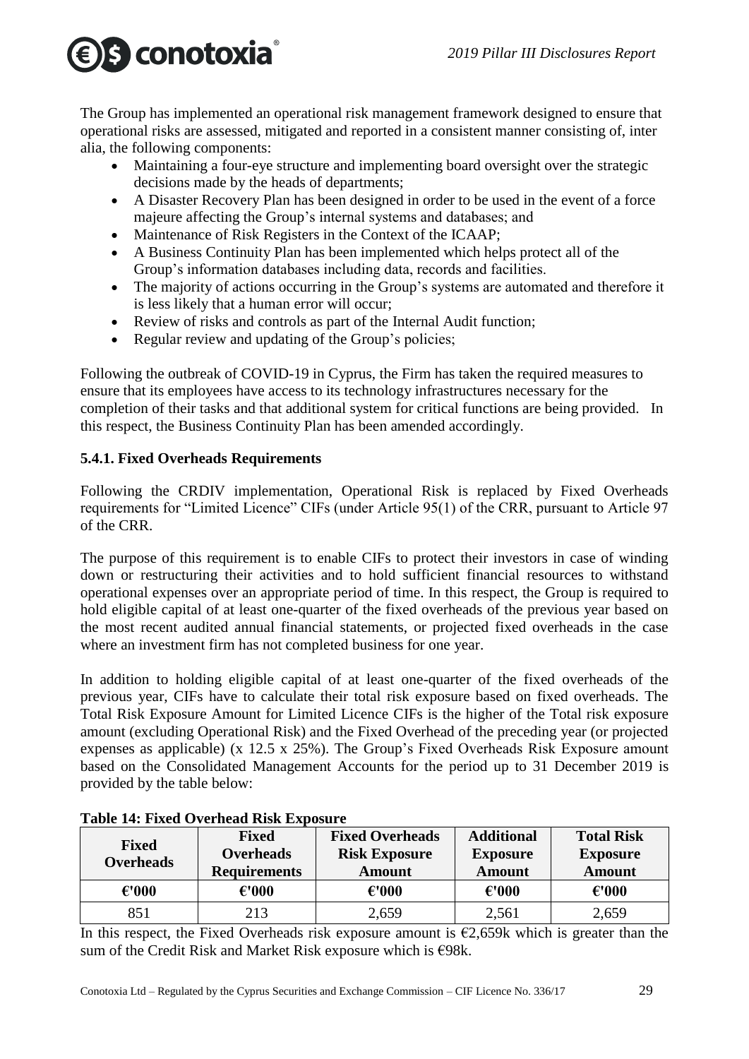The Group has implemented an operational risk management framework designed to ensure that operational risks are assessed, mitigated and reported in a consistent manner consisting of, inter alia, the following components:

- Maintaining a four-eye structure and implementing board oversight over the strategic decisions made by the heads of departments;
- A Disaster Recovery Plan has been designed in order to be used in the event of a force majeure affecting the Group's internal systems and databases; and
- Maintenance of Risk Registers in the Context of the ICAAP;
- A Business Continuity Plan has been implemented which helps protect all of the Group's information databases including data, records and facilities.
- The majority of actions occurring in the Group's systems are automated and therefore it is less likely that a human error will occur;
- Review of risks and controls as part of the Internal Audit function;
- Regular review and updating of the Group's policies;

Following the outbreak of COVID-19 in Cyprus, the Firm has taken the required measures to ensure that its employees have access to its technology infrastructures necessary for the completion of their tasks and that additional system for critical functions are being provided. In this respect, the Business Continuity Plan has been amended accordingly.

### 5.4.1. Fixed Overheads Requirements

Following the CRDIV implementation, Operational Risk is replaced by Fixed Overheads requirements for "Limited Licence" CIFs (under Article 95(1) of the CRR, pursuant to Article 97 of the CRR.

The purpose of this requirement is to enable CIFs to protect their investors in case of winding down or restructuring their activities and to hold sufficient financial resources to withstand operational expenses over an appropriate period of time. In this respect, the Group is required to hold eligible capital of at least one-quarter of the fixed overheads of the previous year based on the most recent audited annual financial statements, or projected fixed overheads in the case where an investment firm has not completed business for one year.

In addition to holding eligible capital of at least one-quarter of the fixed overheads of the previous year, CIFs have to calculate their total risk exposure based on fixed overheads. The Total Risk Exposure Amount for Limited Licence CIFs is the higher of the Total risk exposure amount (excluding Operational Risk) and the Fixed Overhead of the preceding year (or projected expenses as applicable) (x 12.5 x 25%). The Group's Fixed Overheads Risk Exposure amount based on the Consolidated Management Accounts for the period up to 31 December 2019 is provided by the table below:

**Table 14: Fixed Overhead Risk Exposure**

| Fixed Overheads | Fixed Overheads Requirements | Fixed Overheads Risk Exposure Amount | Additional Exposure Amount | Total Risk Exposure Amount |
|---|---|---|---|---|
| €'000 | €'000 | €'000 | €'000 | €'000 |
| 851 | 213 | 2,659 | 2,561 | 2,659 |

In this respect, the Fixed Overheads risk exposure amount is €2,659k which is greater than the sum of the Credit Risk and Market Risk exposure which is €98k.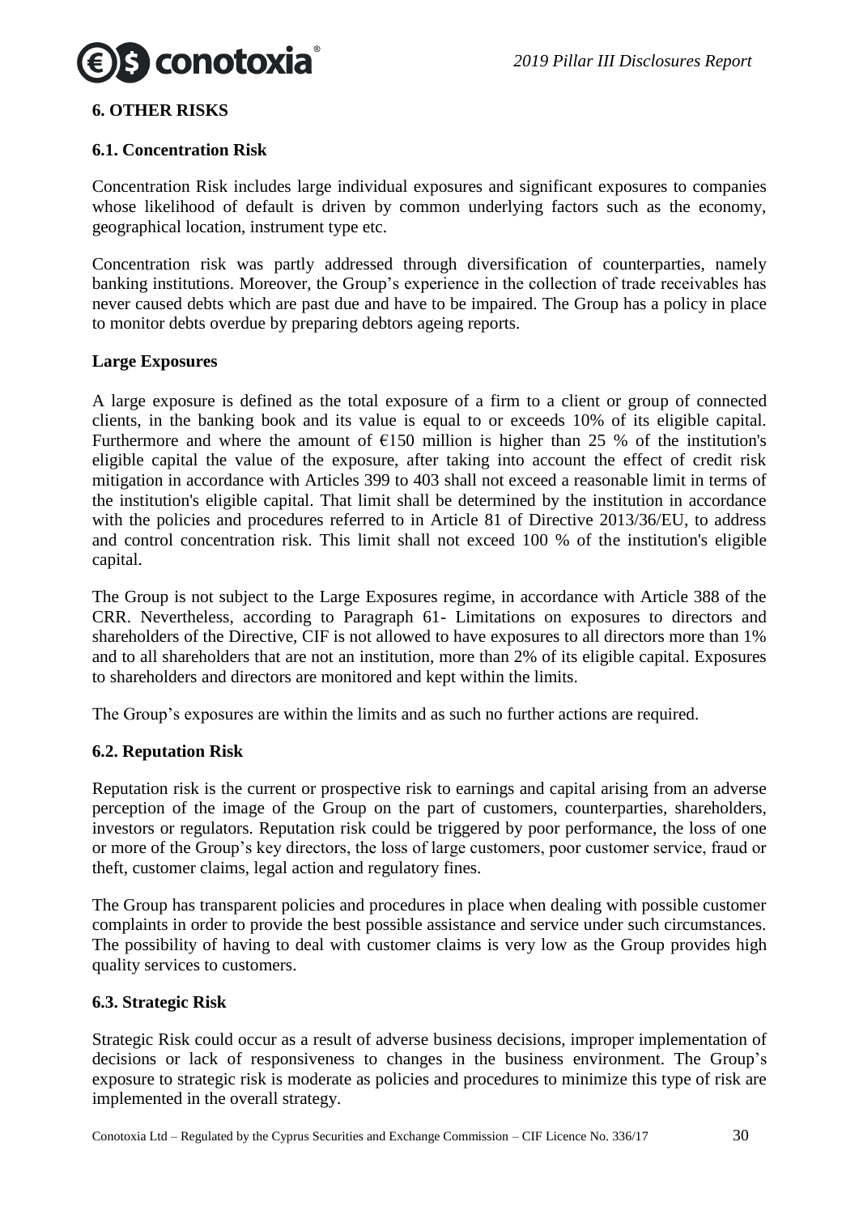## 6. OTHER RISKS

### 6.1. Concentration Risk

Concentration Risk includes large individual exposures and significant exposures to companies whose likelihood of default is driven by common underlying factors such as the economy, geographical location, instrument type etc.

Concentration risk was partly addressed through diversification of counterparties, namely banking institutions. Moreover, the Group's experience in the collection of trade receivables has never caused debts which are past due and have to be impaired. The Group has a policy in place to monitor debts overdue by preparing debtors ageing reports.

**Large Exposures**

A large exposure is defined as the total exposure of a firm to a client or group of connected clients, in the banking book and its value is equal to or exceeds 10% of its eligible capital. Furthermore and where the amount of €150 million is higher than 25 % of the institution's eligible capital the value of the exposure, after taking into account the effect of credit risk mitigation in accordance with Articles 399 to 403 shall not exceed a reasonable limit in terms of the institution's eligible capital. That limit shall be determined by the institution in accordance with the policies and procedures referred to in Article 81 of Directive 2013/36/EU, to address and control concentration risk. This limit shall not exceed 100 % of the institution's eligible capital.

The Group is not subject to the Large Exposures regime, in accordance with Article 388 of the CRR. Nevertheless, according to Paragraph 61- Limitations on exposures to directors and shareholders of the Directive, CIF is not allowed to have exposures to all directors more than 1% and to all shareholders that are not an institution, more than 2% of its eligible capital. Exposures to shareholders and directors are monitored and kept within the limits.

The Group's exposures are within the limits and as such no further actions are required.

### 6.2. Reputation Risk

Reputation risk is the current or prospective risk to earnings and capital arising from an adverse perception of the image of the Group on the part of customers, counterparties, shareholders, investors or regulators. Reputation risk could be triggered by poor performance, the loss of one or more of the Group's key directors, the loss of large customers, poor customer service, fraud or theft, customer claims, legal action and regulatory fines.

The Group has transparent policies and procedures in place when dealing with possible customer complaints in order to provide the best possible assistance and service under such circumstances. The possibility of having to deal with customer claims is very low as the Group provides high quality services to customers.

### 6.3. Strategic Risk

Strategic Risk could occur as a result of adverse business decisions, improper implementation of decisions or lack of responsiveness to changes in the business environment. The Group's exposure to strategic risk is moderate as policies and procedures to minimize this type of risk are implemented in the overall strategy.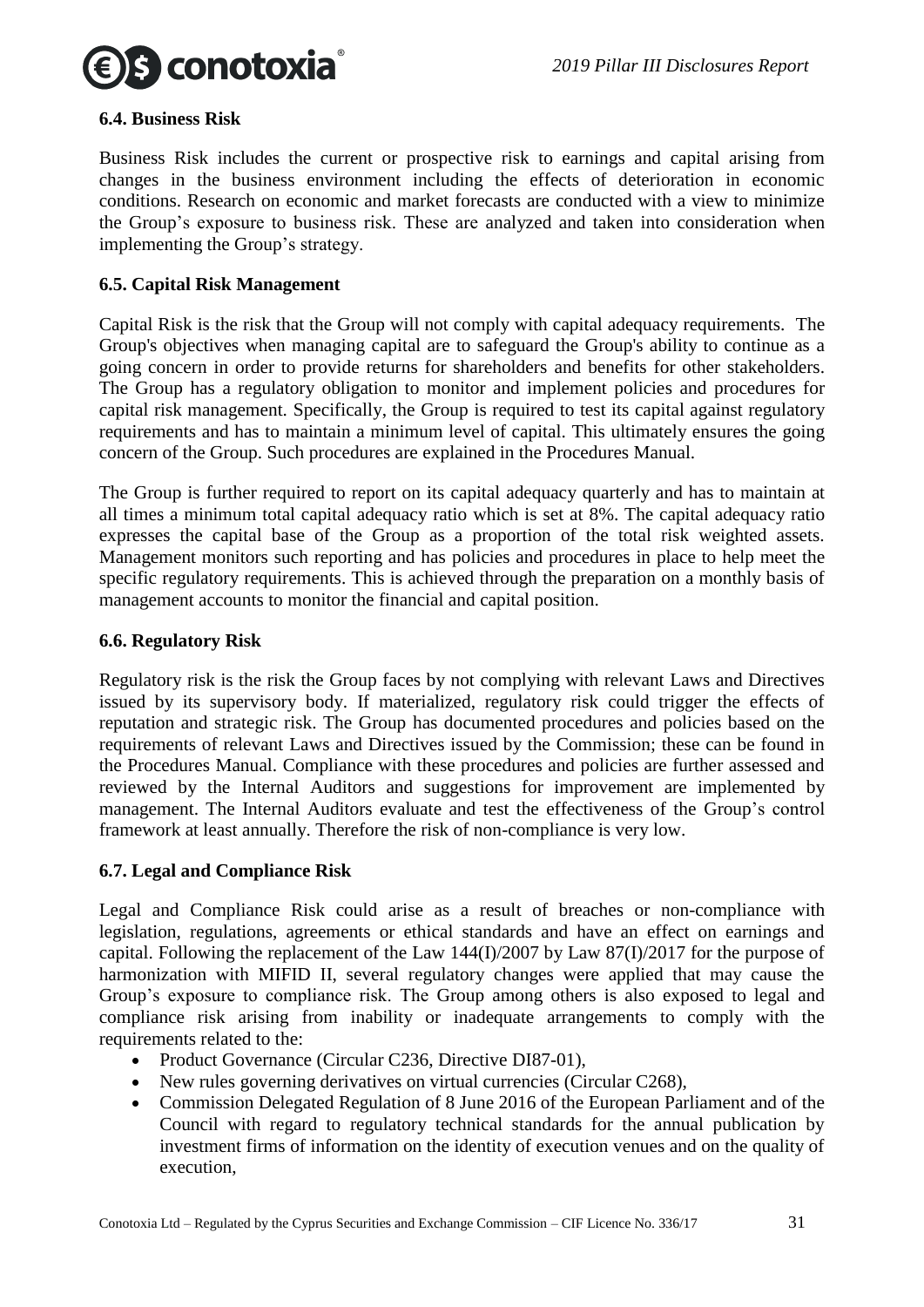### 6.4. Business Risk

Business Risk includes the current or prospective risk to earnings and capital arising from changes in the business environment including the effects of deterioration in economic conditions. Research on economic and market forecasts are conducted with a view to minimize the Group's exposure to business risk. These are analyzed and taken into consideration when implementing the Group's strategy.

### 6.5. Capital Risk Management

Capital Risk is the risk that the Group will not comply with capital adequacy requirements. The Group's objectives when managing capital are to safeguard the Group's ability to continue as a going concern in order to provide returns for shareholders and benefits for other stakeholders. The Group has a regulatory obligation to monitor and implement policies and procedures for capital risk management. Specifically, the Group is required to test its capital against regulatory requirements and has to maintain a minimum level of capital. This ultimately ensures the going concern of the Group. Such procedures are explained in the Procedures Manual.

The Group is further required to report on its capital adequacy quarterly and has to maintain at all times a minimum total capital adequacy ratio which is set at 8%. The capital adequacy ratio expresses the capital base of the Group as a proportion of the total risk weighted assets. Management monitors such reporting and has policies and procedures in place to help meet the specific regulatory requirements. This is achieved through the preparation on a monthly basis of management accounts to monitor the financial and capital position.

### 6.6. Regulatory Risk

Regulatory risk is the risk the Group faces by not complying with relevant Laws and Directives issued by its supervisory body. If materialized, regulatory risk could trigger the effects of reputation and strategic risk. The Group has documented procedures and policies based on the requirements of relevant Laws and Directives issued by the Commission; these can be found in the Procedures Manual. Compliance with these procedures and policies are further assessed and reviewed by the Internal Auditors and suggestions for improvement are implemented by management. The Internal Auditors evaluate and test the effectiveness of the Group's control framework at least annually. Therefore the risk of non-compliance is very low.

### 6.7. Legal and Compliance Risk

Legal and Compliance Risk could arise as a result of breaches or non-compliance with legislation, regulations, agreements or ethical standards and have an effect on earnings and capital. Following the replacement of the Law 144(I)/2007 by Law 87(I)/2017 for the purpose of harmonization with MIFID II, several regulatory changes were applied that may cause the Group's exposure to compliance risk. The Group among others is also exposed to legal and compliance risk arising from inability or inadequate arrangements to comply with the requirements related to the:

- Product Governance (Circular C236, Directive DI87-01),
- New rules governing derivatives on virtual currencies (Circular C268),
- Commission Delegated Regulation of 8 June 2016 of the European Parliament and of the Council with regard to regulatory technical standards for the annual publication by investment firms of information on the identity of execution venues and on the quality of execution,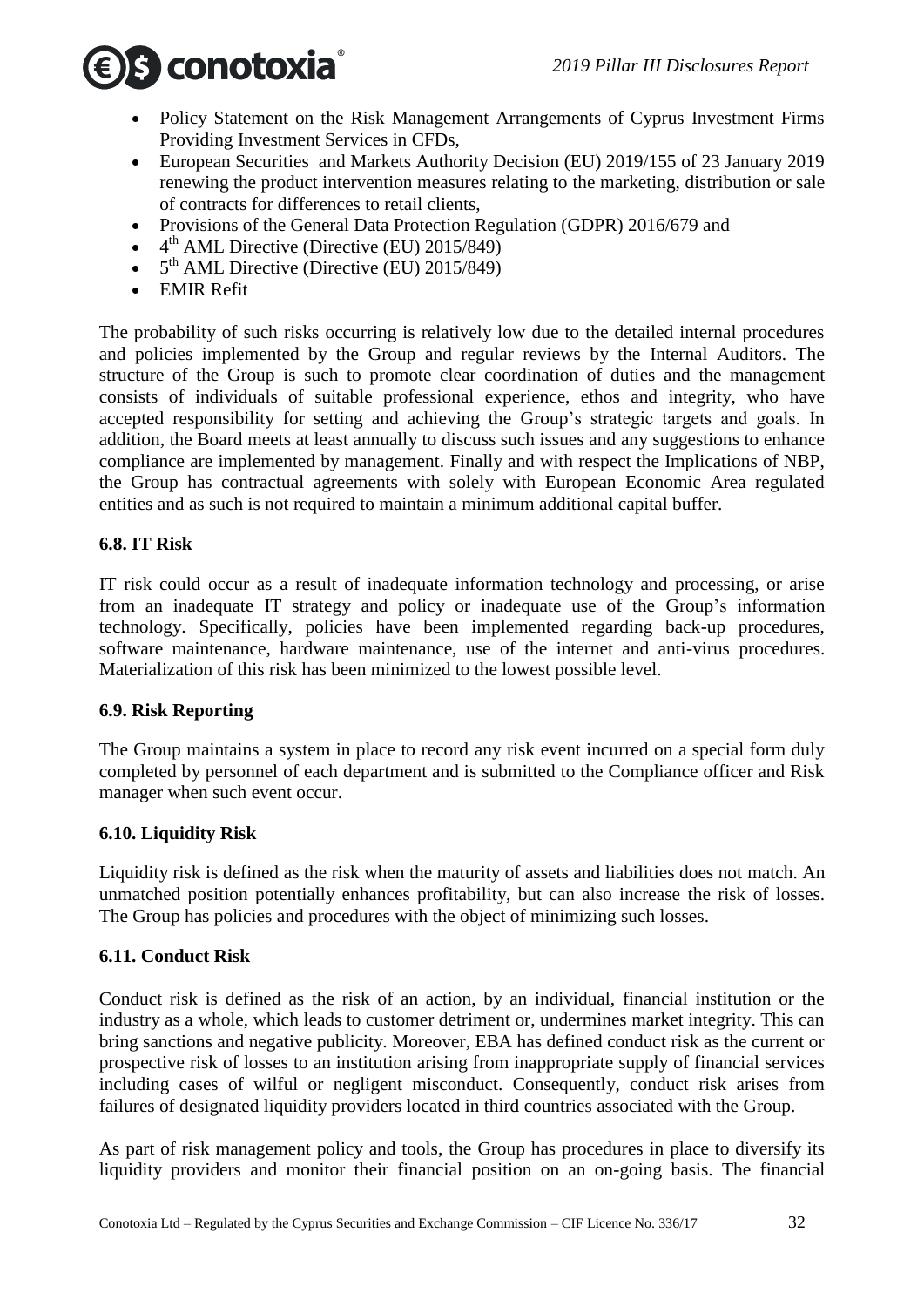- Policy Statement on the Risk Management Arrangements of Cyprus Investment Firms Providing Investment Services in CFDs,
- European Securities and Markets Authority Decision (EU) 2019/155 of 23 January 2019 renewing the product intervention measures relating to the marketing, distribution or sale of contracts for differences to retail clients,
- Provisions of the General Data Protection Regulation (GDPR) 2016/679 and
- 4th AML Directive (Directive (EU) 2015/849)
- 5th AML Directive (Directive (EU) 2015/849)
- EMIR Refit

The probability of such risks occurring is relatively low due to the detailed internal procedures and policies implemented by the Group and regular reviews by the Internal Auditors. The structure of the Group is such to promote clear coordination of duties and the management consists of individuals of suitable professional experience, ethos and integrity, who have accepted responsibility for setting and achieving the Group's strategic targets and goals. In addition, the Board meets at least annually to discuss such issues and any suggestions to enhance compliance are implemented by management. Finally and with respect the Implications of NBP, the Group has contractual agreements with solely with European Economic Area regulated entities and as such is not required to maintain a minimum additional capital buffer.

### 6.8. IT Risk

IT risk could occur as a result of inadequate information technology and processing, or arise from an inadequate IT strategy and policy or inadequate use of the Group's information technology. Specifically, policies have been implemented regarding back-up procedures, software maintenance, hardware maintenance, use of the internet and anti-virus procedures. Materialization of this risk has been minimized to the lowest possible level.

### 6.9. Risk Reporting

The Group maintains a system in place to record any risk event incurred on a special form duly completed by personnel of each department and is submitted to the Compliance officer and Risk manager when such event occur.

### 6.10. Liquidity Risk

Liquidity risk is defined as the risk when the maturity of assets and liabilities does not match. An unmatched position potentially enhances profitability, but can also increase the risk of losses. The Group has policies and procedures with the object of minimizing such losses.

### 6.11. Conduct Risk

Conduct risk is defined as the risk of an action, by an individual, financial institution or the industry as a whole, which leads to customer detriment or, undermines market integrity. This can bring sanctions and negative publicity. Moreover, EBA has defined conduct risk as the current or prospective risk of losses to an institution arising from inappropriate supply of financial services including cases of wilful or negligent misconduct. Consequently, conduct risk arises from failures of designated liquidity providers located in third countries associated with the Group.

As part of risk management policy and tools, the Group has procedures in place to diversify its liquidity providers and monitor their financial position on an on-going basis. The financial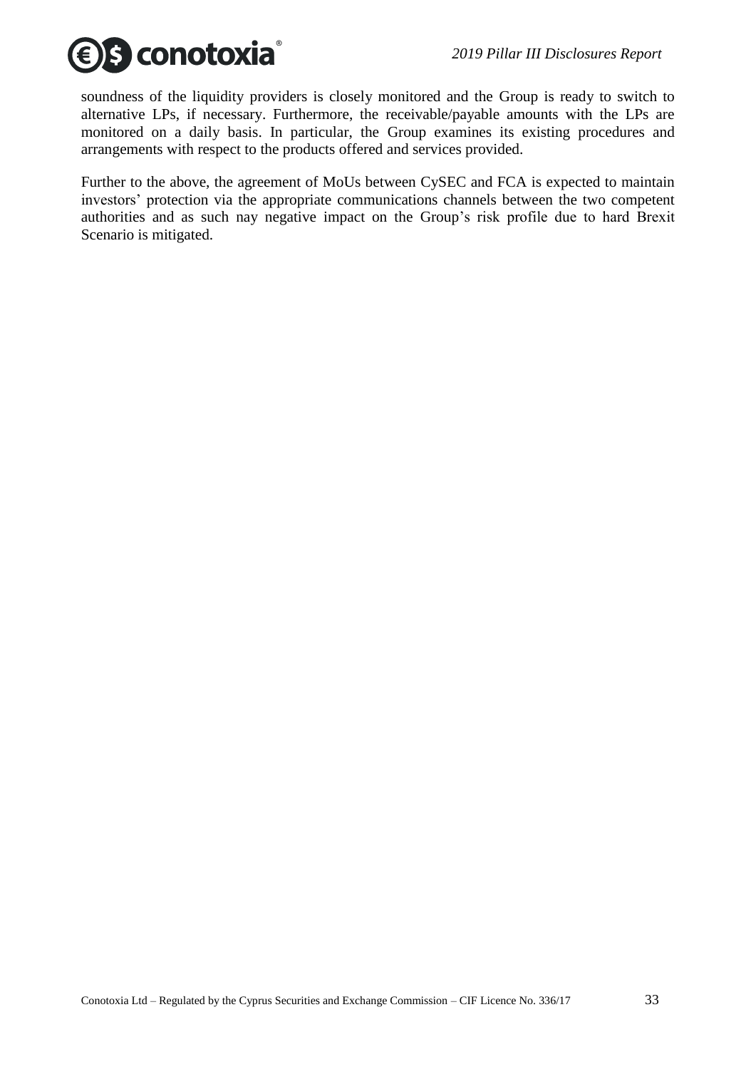soundness of the liquidity providers is closely monitored and the Group is ready to switch to alternative LPs, if necessary. Furthermore, the receivable/payable amounts with the LPs are monitored on a daily basis. In particular, the Group examines its existing procedures and arrangements with respect to the products offered and services provided.

Further to the above, the agreement of MoUs between CySEC and FCA is expected to maintain investors' protection via the appropriate communications channels between the two competent authorities and as such nay negative impact on the Group's risk profile due to hard Brexit Scenario is mitigated.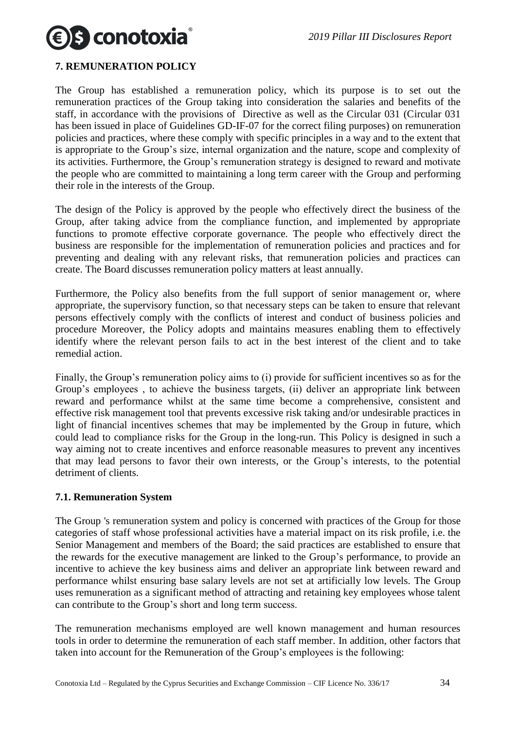## 7. REMUNERATION POLICY

The Group has established a remuneration policy, which its purpose is to set out the remuneration practices of the Group taking into consideration the salaries and benefits of the staff, in accordance with the provisions of Directive as well as the Circular 031 (Circular 031 has been issued in place of Guidelines GD-IF-07 for the correct filing purposes) on remuneration policies and practices, where these comply with specific principles in a way and to the extent that is appropriate to the Group's size, internal organization and the nature, scope and complexity of its activities. Furthermore, the Group's remuneration strategy is designed to reward and motivate the people who are committed to maintaining a long term career with the Group and performing their role in the interests of the Group.

The design of the Policy is approved by the people who effectively direct the business of the Group, after taking advice from the compliance function, and implemented by appropriate functions to promote effective corporate governance. The people who effectively direct the business are responsible for the implementation of remuneration policies and practices and for preventing and dealing with any relevant risks, that remuneration policies and practices can create. The Board discusses remuneration policy matters at least annually.

Furthermore, the Policy also benefits from the full support of senior management or, where appropriate, the supervisory function, so that necessary steps can be taken to ensure that relevant persons effectively comply with the conflicts of interest and conduct of business policies and procedure Moreover, the Policy adopts and maintains measures enabling them to effectively identify where the relevant person fails to act in the best interest of the client and to take remedial action.

Finally, the Group's remuneration policy aims to (i) provide for sufficient incentives so as for the Group's employees , to achieve the business targets, (ii) deliver an appropriate link between reward and performance whilst at the same time become a comprehensive, consistent and effective risk management tool that prevents excessive risk taking and/or undesirable practices in light of financial incentives schemes that may be implemented by the Group in future, which could lead to compliance risks for the Group in the long-run. This Policy is designed in such a way aiming not to create incentives and enforce reasonable measures to prevent any incentives that may lead persons to favor their own interests, or the Group's interests, to the potential detriment of clients.

### 7.1. Remuneration System

The Group 's remuneration system and policy is concerned with practices of the Group for those categories of staff whose professional activities have a material impact on its risk profile, i.e. the Senior Management and members of the Board; the said practices are established to ensure that the rewards for the executive management are linked to the Group's performance, to provide an incentive to achieve the key business aims and deliver an appropriate link between reward and performance whilst ensuring base salary levels are not set at artificially low levels. The Group uses remuneration as a significant method of attracting and retaining key employees whose talent can contribute to the Group's short and long term success.

The remuneration mechanisms employed are well known management and human resources tools in order to determine the remuneration of each staff member. In addition, other factors that taken into account for the Remuneration of the Group's employees is the following: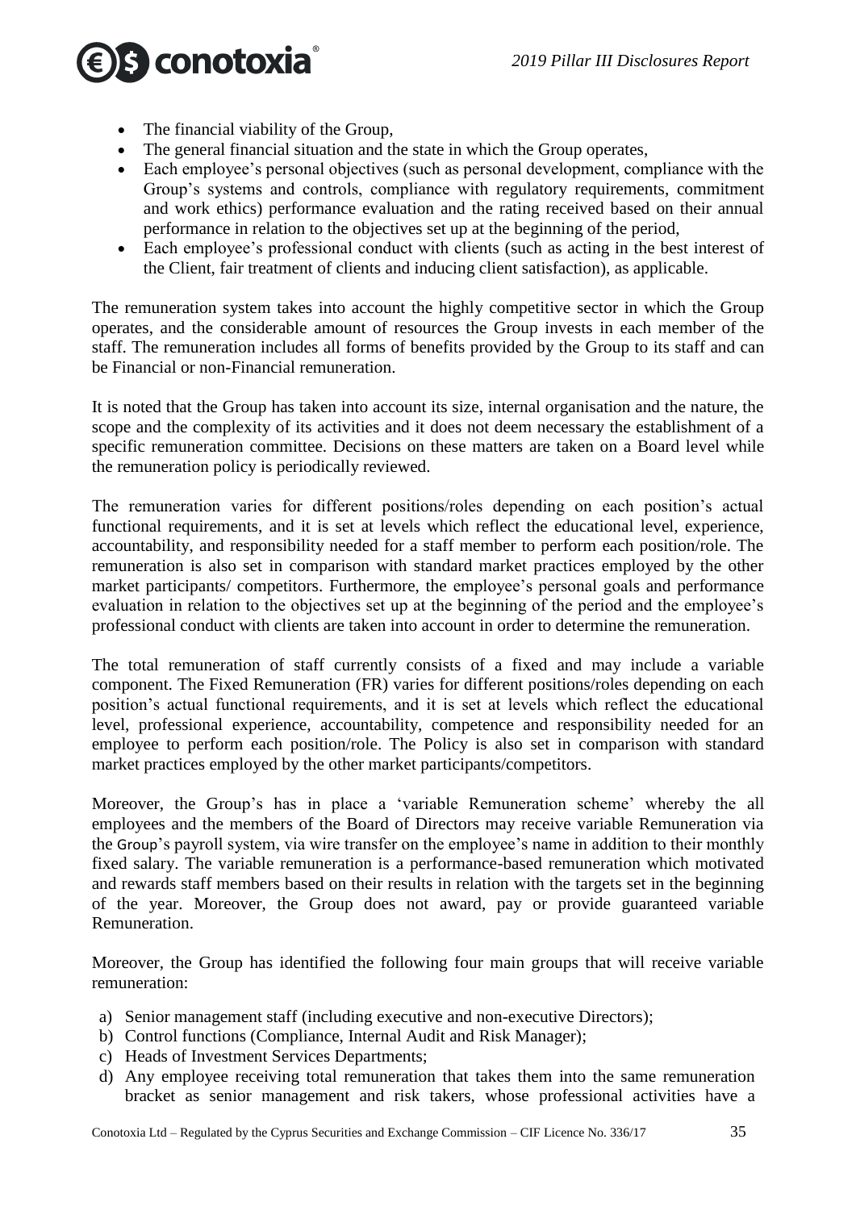- The financial viability of the Group,
- The general financial situation and the state in which the Group operates,
- Each employee's personal objectives (such as personal development, compliance with the Group's systems and controls, compliance with regulatory requirements, commitment and work ethics) performance evaluation and the rating received based on their annual performance in relation to the objectives set up at the beginning of the period,
- Each employee's professional conduct with clients (such as acting in the best interest of the Client, fair treatment of clients and inducing client satisfaction), as applicable.

The remuneration system takes into account the highly competitive sector in which the Group operates, and the considerable amount of resources the Group invests in each member of the staff. The remuneration includes all forms of benefits provided by the Group to its staff and can be Financial or non-Financial remuneration.

It is noted that the Group has taken into account its size, internal organisation and the nature, the scope and the complexity of its activities and it does not deem necessary the establishment of a specific remuneration committee. Decisions on these matters are taken on a Board level while the remuneration policy is periodically reviewed.

The remuneration varies for different positions/roles depending on each position's actual functional requirements, and it is set at levels which reflect the educational level, experience, accountability, and responsibility needed for a staff member to perform each position/role. The remuneration is also set in comparison with standard market practices employed by the other market participants/ competitors. Furthermore, the employee's personal goals and performance evaluation in relation to the objectives set up at the beginning of the period and the employee's professional conduct with clients are taken into account in order to determine the remuneration.

The total remuneration of staff currently consists of a fixed and may include a variable component. The Fixed Remuneration (FR) varies for different positions/roles depending on each position's actual functional requirements, and it is set at levels which reflect the educational level, professional experience, accountability, competence and responsibility needed for an employee to perform each position/role. The Policy is also set in comparison with standard market practices employed by the other market participants/competitors.

Moreover, the Group's has in place a 'variable Remuneration scheme' whereby the all employees and the members of the Board of Directors may receive variable Remuneration via the Group's payroll system, via wire transfer on the employee's name in addition to their monthly fixed salary. The variable remuneration is a performance-based remuneration which motivated and rewards staff members based on their results in relation with the targets set in the beginning of the year. Moreover, the Group does not award, pay or provide guaranteed variable Remuneration.

Moreover, the Group has identified the following four main groups that will receive variable remuneration:

a) Senior management staff (including executive and non-executive Directors);
b) Control functions (Compliance, Internal Audit and Risk Manager);
c) Heads of Investment Services Departments;
d) Any employee receiving total remuneration that takes them into the same remuneration bracket as senior management and risk takers, whose professional activities have a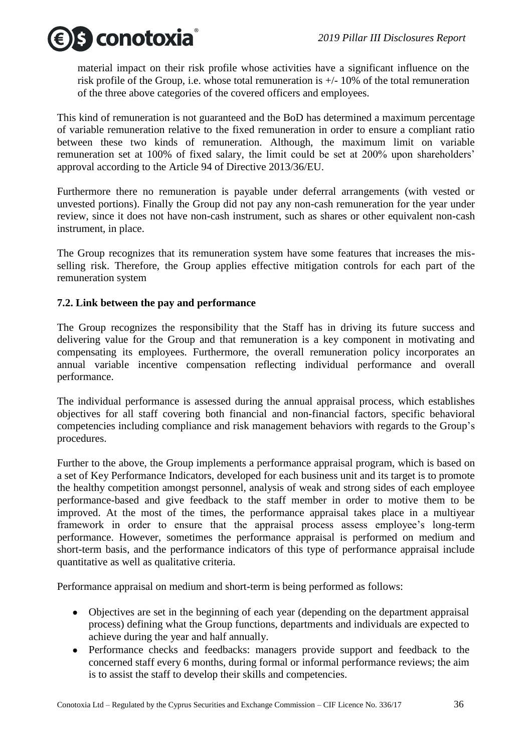material impact on their risk profile whose activities have a significant influence on the risk profile of the Group, i.e. whose total remuneration is +/- 10% of the total remuneration of the three above categories of the covered officers and employees.

This kind of remuneration is not guaranteed and the BoD has determined a maximum percentage of variable remuneration relative to the fixed remuneration in order to ensure a compliant ratio between these two kinds of remuneration. Although, the maximum limit on variable remuneration set at 100% of fixed salary, the limit could be set at 200% upon shareholders' approval according to the Article 94 of Directive 2013/36/EU.

Furthermore there no remuneration is payable under deferral arrangements (with vested or unvested portions). Finally the Group did not pay any non-cash remuneration for the year under review, since it does not have non-cash instrument, such as shares or other equivalent non-cash instrument, in place.

The Group recognizes that its remuneration system have some features that increases the mis-selling risk. Therefore, the Group applies effective mitigation controls for each part of the remuneration system

### 7.2. Link between the pay and performance

The Group recognizes the responsibility that the Staff has in driving its future success and delivering value for the Group and that remuneration is a key component in motivating and compensating its employees. Furthermore, the overall remuneration policy incorporates an annual variable incentive compensation reflecting individual performance and overall performance.

The individual performance is assessed during the annual appraisal process, which establishes objectives for all staff covering both financial and non-financial factors, specific behavioral competencies including compliance and risk management behaviors with regards to the Group's procedures.

Further to the above, the Group implements a performance appraisal program, which is based on a set of Key Performance Indicators, developed for each business unit and its target is to promote the healthy competition amongst personnel, analysis of weak and strong sides of each employee performance-based and give feedback to the staff member in order to motive them to be improved. At the most of the times, the performance appraisal takes place in a multiyear framework in order to ensure that the appraisal process assess employee's long-term performance. However, sometimes the performance appraisal is performed on medium and short-term basis, and the performance indicators of this type of performance appraisal include quantitative as well as qualitative criteria.

Performance appraisal on medium and short-term is being performed as follows:

- Objectives are set in the beginning of each year (depending on the department appraisal process) defining what the Group functions, departments and individuals are expected to achieve during the year and half annually.
- Performance checks and feedbacks: managers provide support and feedback to the concerned staff every 6 months, during formal or informal performance reviews; the aim is to assist the staff to develop their skills and competencies.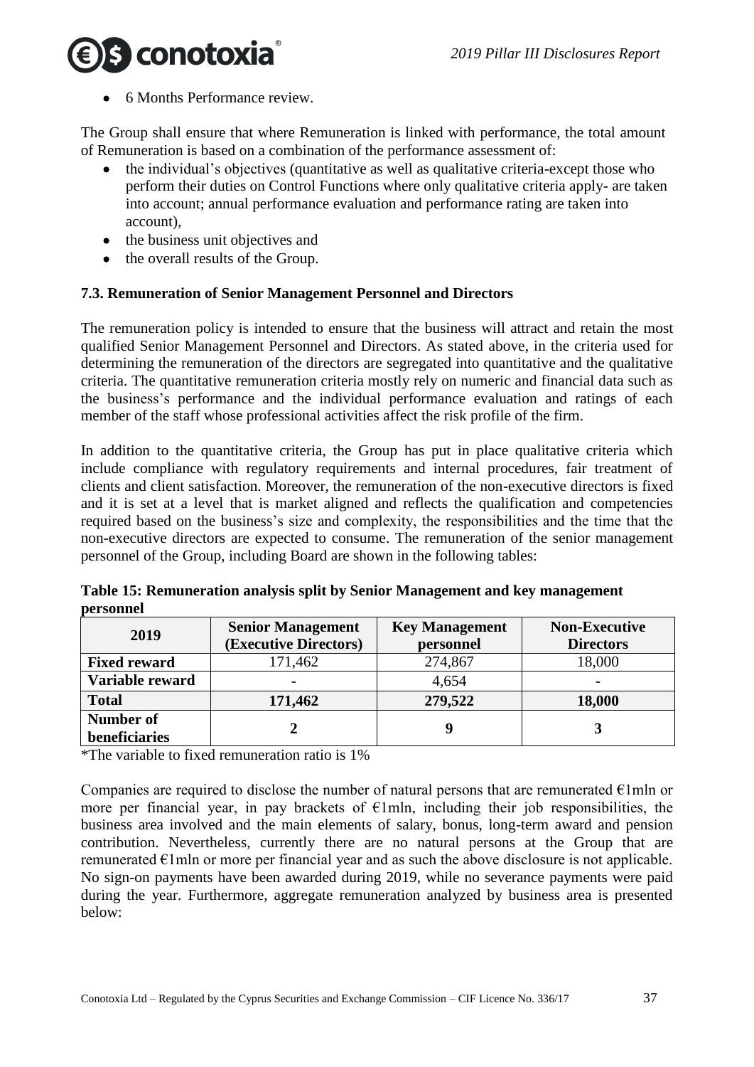- 6 Months Performance review.

The Group shall ensure that where Remuneration is linked with performance, the total amount of Remuneration is based on a combination of the performance assessment of:

- the individual's objectives (quantitative as well as qualitative criteria-except those who perform their duties on Control Functions where only qualitative criteria apply- are taken into account; annual performance evaluation and performance rating are taken into account),
- the business unit objectives and
- the overall results of the Group.

### 7.3. Remuneration of Senior Management Personnel and Directors

The remuneration policy is intended to ensure that the business will attract and retain the most qualified Senior Management Personnel and Directors. As stated above, in the criteria used for determining the remuneration of the directors are segregated into quantitative and the qualitative criteria. The quantitative remuneration criteria mostly rely on numeric and financial data such as the business's performance and the individual performance evaluation and ratings of each member of the staff whose professional activities affect the risk profile of the firm.

In addition to the quantitative criteria, the Group has put in place qualitative criteria which include compliance with regulatory requirements and internal procedures, fair treatment of clients and client satisfaction. Moreover, the remuneration of the non-executive directors is fixed and it is set at a level that is market aligned and reflects the qualification and competencies required based on the business's size and complexity, the responsibilities and the time that the non-executive directors are expected to consume. The remuneration of the senior management personnel of the Group, including Board are shown in the following tables:

**Table 15: Remuneration analysis split by Senior Management and key management personnel**

| 2019 | Senior Management (Executive Directors) | Key Management personnel | Non-Executive Directors |
|---|---|---|---|
| **Fixed reward** | 171,462 | 274,867 | 18,000 |
| **Variable reward** | - | 4,654 | - |
| **Total** | **171,462** | **279,522** | **18,000** |
| **Number of beneficiaries** | **2** | **9** | **3** |

*The variable to fixed remuneration ratio is 1%

Companies are required to disclose the number of natural persons that are remunerated €1mln or more per financial year, in pay brackets of €1mln, including their job responsibilities, the business area involved and the main elements of salary, bonus, long-term award and pension contribution. Nevertheless, currently there are no natural persons at the Group that are remunerated €1mln or more per financial year and as such the above disclosure is not applicable. No sign-on payments have been awarded during 2019, while no severance payments were paid during the year. Furthermore, aggregate remuneration analyzed by business area is presented below: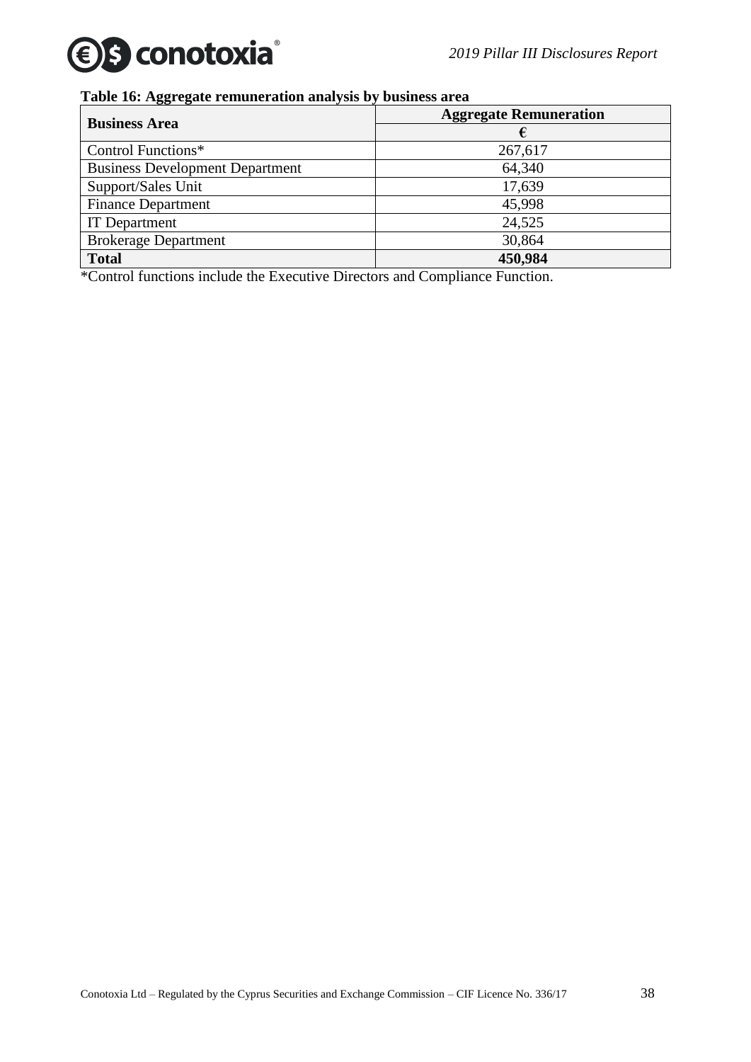**Table 16: Aggregate remuneration analysis by business area**

| Business Area | Aggregate Remuneration |
|---|---|
| | € |
| Control Functions* | 267,617 |
| Business Development Department | 64,340 |
| Support/Sales Unit | 17,639 |
| Finance Department | 45,998 |
| IT Department | 24,525 |
| Brokerage Department | 30,864 |
| **Total** | **450,984** |

*Control functions include the Executive Directors and Compliance Function.